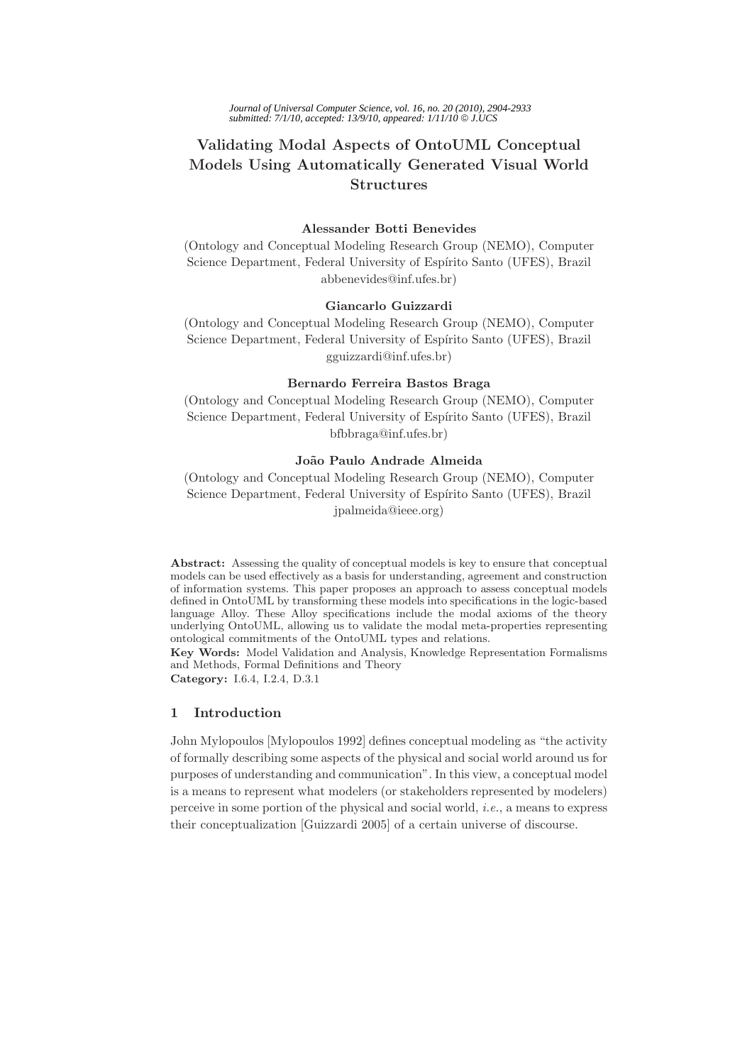# Validating Modal Aspects of OntoUML Conceptual Models Using Automatically Generated Visual World Structures

**Alessander Botti Benevides**
(Ontology and Conceptual Modeling Research Group (NEMO), Computer Science Department, Federal University of Espírito Santo (UFES), Brazil
abbenevides@inf.ufes.br)

**Giancarlo Guizzardi**
(Ontology and Conceptual Modeling Research Group (NEMO), Computer Science Department, Federal University of Espírito Santo (UFES), Brazil
gguizzardi@inf.ufes.br)

**Bernardo Ferreira Bastos Braga**
(Ontology and Conceptual Modeling Research Group (NEMO), Computer Science Department, Federal University of Espírito Santo (UFES), Brazil
bfbbraga@inf.ufes.br)

**João Paulo Andrade Almeida**
(Ontology and Conceptual Modeling Research Group (NEMO), Computer Science Department, Federal University of Espírito Santo (UFES), Brazil
jpalmeida@ieee.org)

**Abstract:** Assessing the quality of conceptual models is key to ensure that conceptual models can be used effectively as a basis for understanding, agreement and construction of information systems. This paper proposes an approach to assess conceptual models defined in OntoUML by transforming these models into specifications in the logic-based language Alloy. These Alloy specifications include the modal axioms of the theory underlying OntoUML, allowing us to validate the modal meta-properties representing ontological commitments of the OntoUML types and relations.

**Key Words:** Model Validation and Analysis, Knowledge Representation Formalisms and Methods, Formal Definitions and Theory

**Category:** I.6.4, I.2.4, D.3.1

## 1 Introduction

John Mylopoulos [Mylopoulos 1992] defines conceptual modeling as "the activity of formally describing some aspects of the physical and social world around us for purposes of understanding and communication". In this view, a conceptual model is a means to represent what modelers (or stakeholders represented by modelers) perceive in some portion of the physical and social world, *i.e.*, a means to express their conceptualization [Guizzardi 2005] of a certain universe of discourse.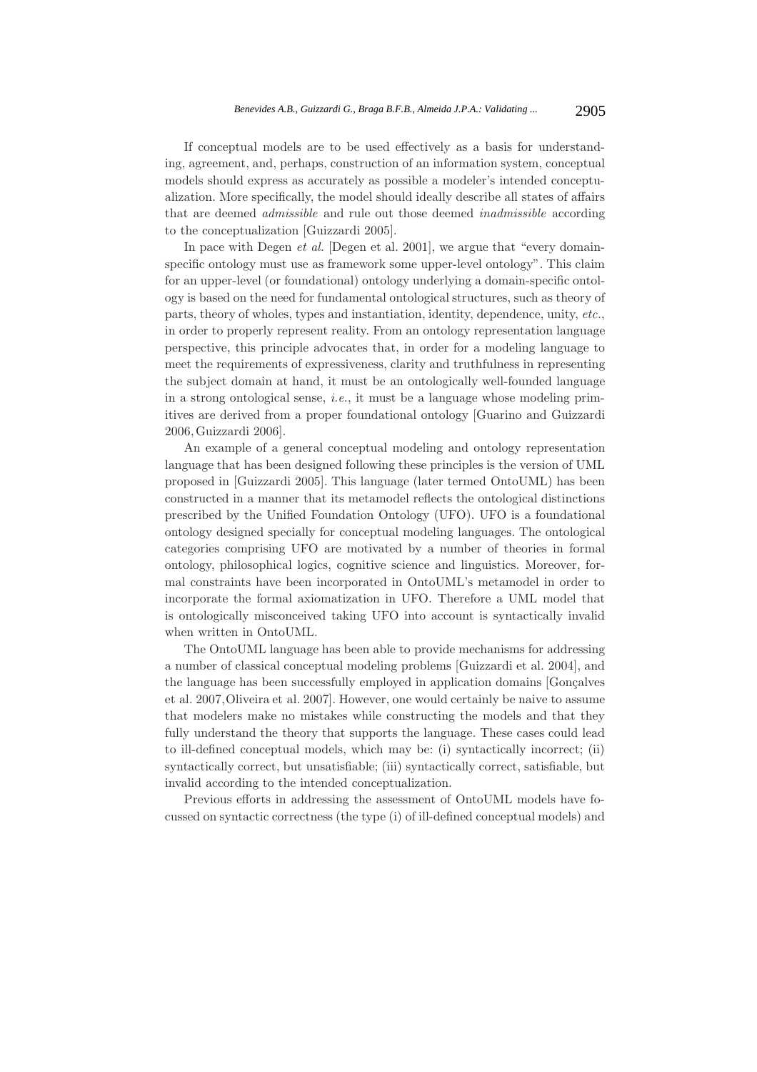If conceptual models are to be used effectively as a basis for understanding, agreement, and, perhaps, construction of an information system, conceptual models should express as accurately as possible a modeler's intended conceptualization. More specifically, the model should ideally describe all states of affairs that are deemed *admissible* and rule out those deemed *inadmissible* according to the conceptualization [Guizzardi 2005].

In pace with Degen *et al.* [Degen et al. 2001], we argue that "every domain-specific ontology must use as framework some upper-level ontology". This claim for an upper-level (or foundational) ontology underlying a domain-specific ontology is based on the need for fundamental ontological structures, such as theory of parts, theory of wholes, types and instantiation, identity, dependence, unity, *etc.*, in order to properly represent reality. From an ontology representation language perspective, this principle advocates that, in order for a modeling language to meet the requirements of expressiveness, clarity and truthfulness in representing the subject domain at hand, it must be an ontologically well-founded language in a strong ontological sense, *i.e.*, it must be a language whose modeling primitives are derived from a proper foundational ontology [Guarino and Guizzardi 2006, Guizzardi 2006].

An example of a general conceptual modeling and ontology representation language that has been designed following these principles is the version of UML proposed in [Guizzardi 2005]. This language (later termed OntoUML) has been constructed in a manner that its metamodel reflects the ontological distinctions prescribed by the Unified Foundation Ontology (UFO). UFO is a foundational ontology designed specially for conceptual modeling languages. The ontological categories comprising UFO are motivated by a number of theories in formal ontology, philosophical logics, cognitive science and linguistics. Moreover, formal constraints have been incorporated in OntoUML's metamodel in order to incorporate the formal axiomatization in UFO. Therefore a UML model that is ontologically misconceived taking UFO into account is syntactically invalid when written in OntoUML.

The OntoUML language has been able to provide mechanisms for addressing a number of classical conceptual modeling problems [Guizzardi et al. 2004], and the language has been successfully employed in application domains [Gonçalves et al. 2007, Oliveira et al. 2007]. However, one would certainly be naive to assume that modelers make no mistakes while constructing the models and that they fully understand the theory that supports the language. These cases could lead to ill-defined conceptual models, which may be: (i) syntactically incorrect; (ii) syntactically correct, but unsatisfiable; (iii) syntactically correct, satisfiable, but invalid according to the intended conceptualization.

Previous efforts in addressing the assessment of OntoUML models have focussed on syntactic correctness (the type (i) of ill-defined conceptual models) and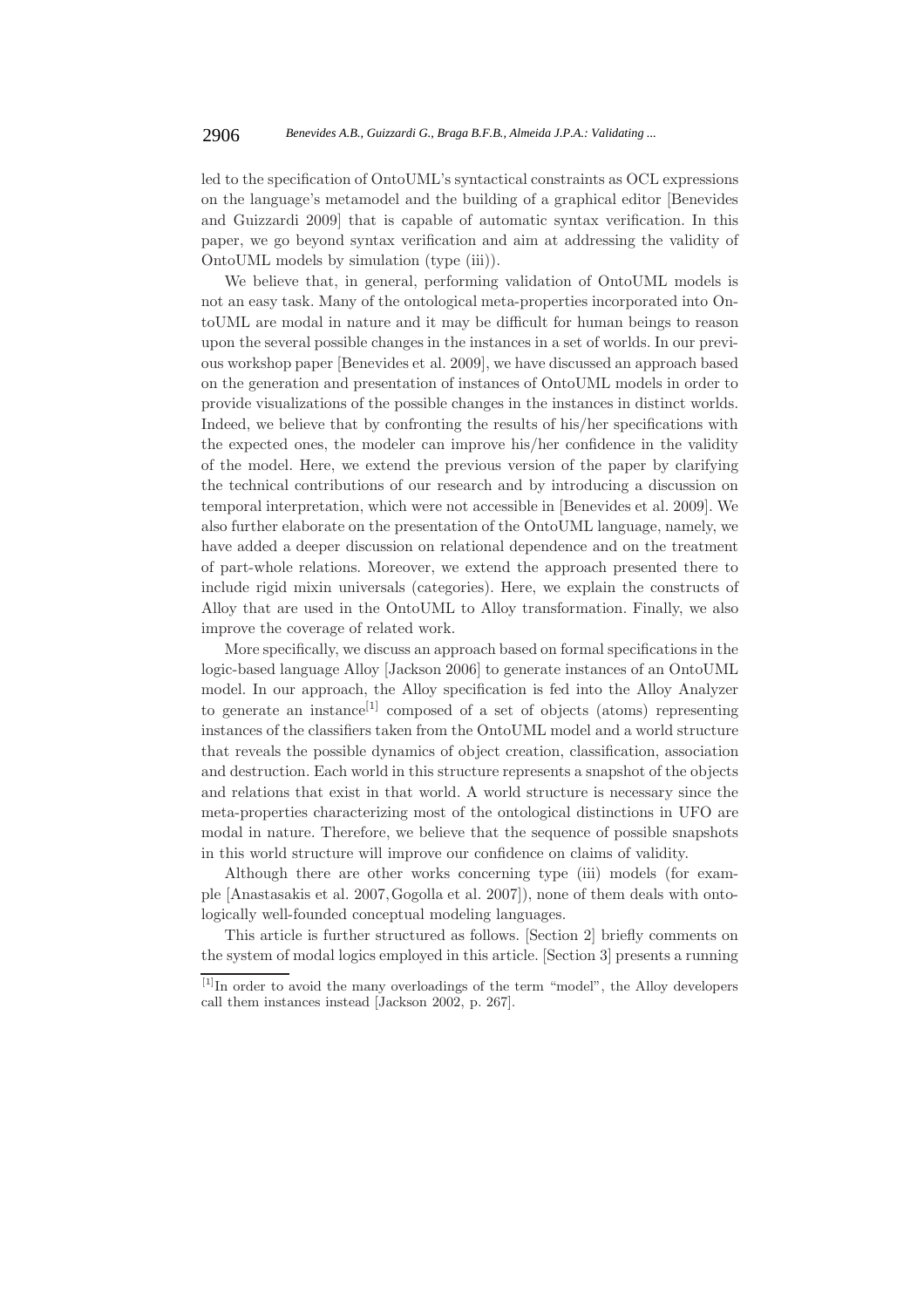led to the specification of OntoUML's syntactical constraints as OCL expressions on the language's metamodel and the building of a graphical editor [Benevides and Guizzardi 2009] that is capable of automatic syntax verification. In this paper, we go beyond syntax verification and aim at addressing the validity of OntoUML models by simulation (type (iii)).

We believe that, in general, performing validation of OntoUML models is not an easy task. Many of the ontological meta-properties incorporated into OntoUML are modal in nature and it may be difficult for human beings to reason upon the several possible changes in the instances in a set of worlds. In our previous workshop paper [Benevides et al. 2009], we have discussed an approach based on the generation and presentation of instances of OntoUML models in order to provide visualizations of the possible changes in the instances in distinct worlds. Indeed, we believe that by confronting the results of his/her specifications with the expected ones, the modeler can improve his/her confidence in the validity of the model. Here, we extend the previous version of the paper by clarifying the technical contributions of our research and by introducing a discussion on temporal interpretation, which were not accessible in [Benevides et al. 2009]. We also further elaborate on the presentation of the OntoUML language, namely, we have added a deeper discussion on relational dependence and on the treatment of part-whole relations. Moreover, we extend the approach presented there to include rigid mixin universals (categories). Here, we explain the constructs of Alloy that are used in the OntoUML to Alloy transformation. Finally, we also improve the coverage of related work.

More specifically, we discuss an approach based on formal specifications in the logic-based language Alloy [Jackson 2006] to generate instances of an OntoUML model. In our approach, the Alloy specification is fed into the Alloy Analyzer to generate an instance[1] composed of a set of objects (atoms) representing instances of the classifiers taken from the OntoUML model and a world structure that reveals the possible dynamics of object creation, classification, association and destruction. Each world in this structure represents a snapshot of the objects and relations that exist in that world. A world structure is necessary since the meta-properties characterizing most of the ontological distinctions in UFO are modal in nature. Therefore, we believe that the sequence of possible snapshots in this world structure will improve our confidence on claims of validity.

Although there are other works concerning type (iii) models (for example [Anastasakis et al. 2007, Gogolla et al. 2007]), none of them deals with ontologically well-founded conceptual modeling languages.

This article is further structured as follows. [Section 2] briefly comments on the system of modal logics employed in this article. [Section 3] presents a running

[1] In order to avoid the many overloadings of the term "model", the Alloy developers call them instances instead [Jackson 2002, p. 267].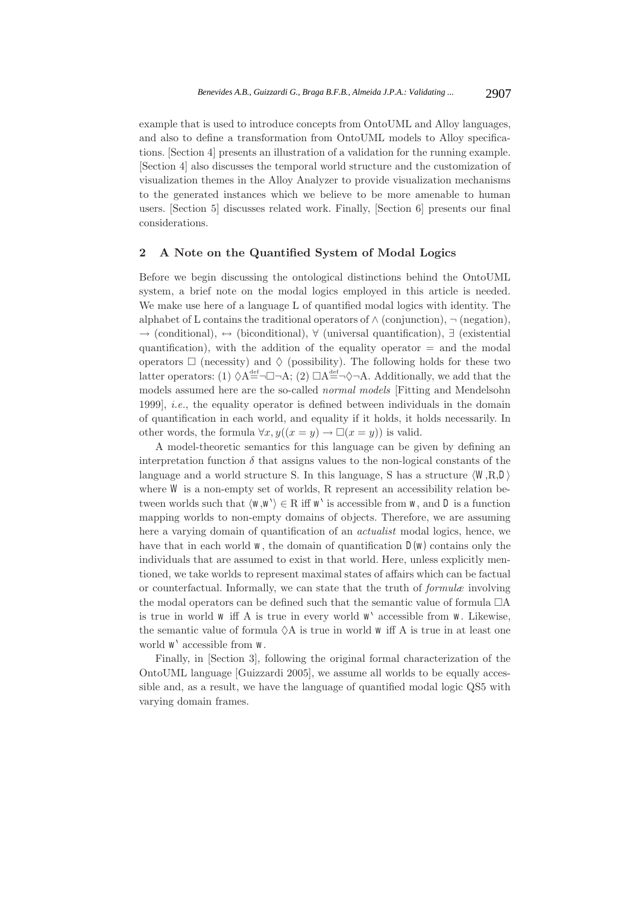example that is used to introduce concepts from OntoUML and Alloy languages, and also to define a transformation from OntoUML models to Alloy specifications. [Section 4] presents an illustration of a validation for the running example. [Section 4] also discusses the temporal world structure and the customization of visualization themes in the Alloy Analyzer to provide visualization mechanisms to the generated instances which we believe to be more amenable to human users. [Section 5] discusses related work. Finally, [Section 6] presents our final considerations.

## 2 A Note on the Quantified System of Modal Logics

Before we begin discussing the ontological distinctions behind the OntoUML system, a brief note on the modal logics employed in this article is needed. We make use here of a language L of quantified modal logics with identity. The alphabet of L contains the traditional operators of $\wedge$ (conjunction), $\neg$ (negation), $\rightarrow$ (conditional), $\leftrightarrow$ (biconditional), $\forall$ (universal quantification), $\exists$ (existential quantification), with the addition of the equality operator $=$ and the modal operators $\Box$ (necessity) and $\Diamond$ (possibility). The following holds for these two latter operators: (1) $\Diamond A \stackrel{\text{def}}{=} \neg\Box\neg A$; (2) $\Box A \stackrel{\text{def}}{=} \neg\Diamond\neg A$. Additionally, we add that the models assumed here are the so-called *normal models* [Fitting and Mendelsohn 1999], *i.e.*, the equality operator is defined between individuals in the domain of quantification in each world, and equality if it holds, it holds necessarily. In other words, the formula $\forall x, y((x = y) \rightarrow \Box(x = y))$ is valid.

A model-theoretic semantics for this language can be given by defining an interpretation function $\delta$ that assigns values to the non-logical constants of the language and a world structure S. In this language, S has a structure $\langle W, R, D \rangle$ where $W$ is a non-empty set of worlds, R represent an accessibility relation between worlds such that $\langle w, w' \rangle \in R$ iff $w'$ is accessible from $w$, and $D$ is a function mapping worlds to non-empty domains of objects. Therefore, we are assuming here a varying domain of quantification of an *actualist* modal logics, hence, we have that in each world $w$, the domain of quantification $D(w)$ contains only the individuals that are assumed to exist in that world. Here, unless explicitly mentioned, we take worlds to represent maximal states of affairs which can be factual or counterfactual. Informally, we can state that the truth of *formulæ* involving the modal operators can be defined such that the semantic value of formula $\Box A$ is true in world $w$ iff A is true in every world $w'$ accessible from $w$. Likewise, the semantic value of formula $\Diamond A$ is true in world $w$ iff A is true in at least one world $w'$ accessible from $w$.

Finally, in [Section 3], following the original formal characterization of the OntoUML language [Guizzardi 2005], we assume all worlds to be equally accessible and, as a result, we have the language of quantified modal logic QS5 with varying domain frames.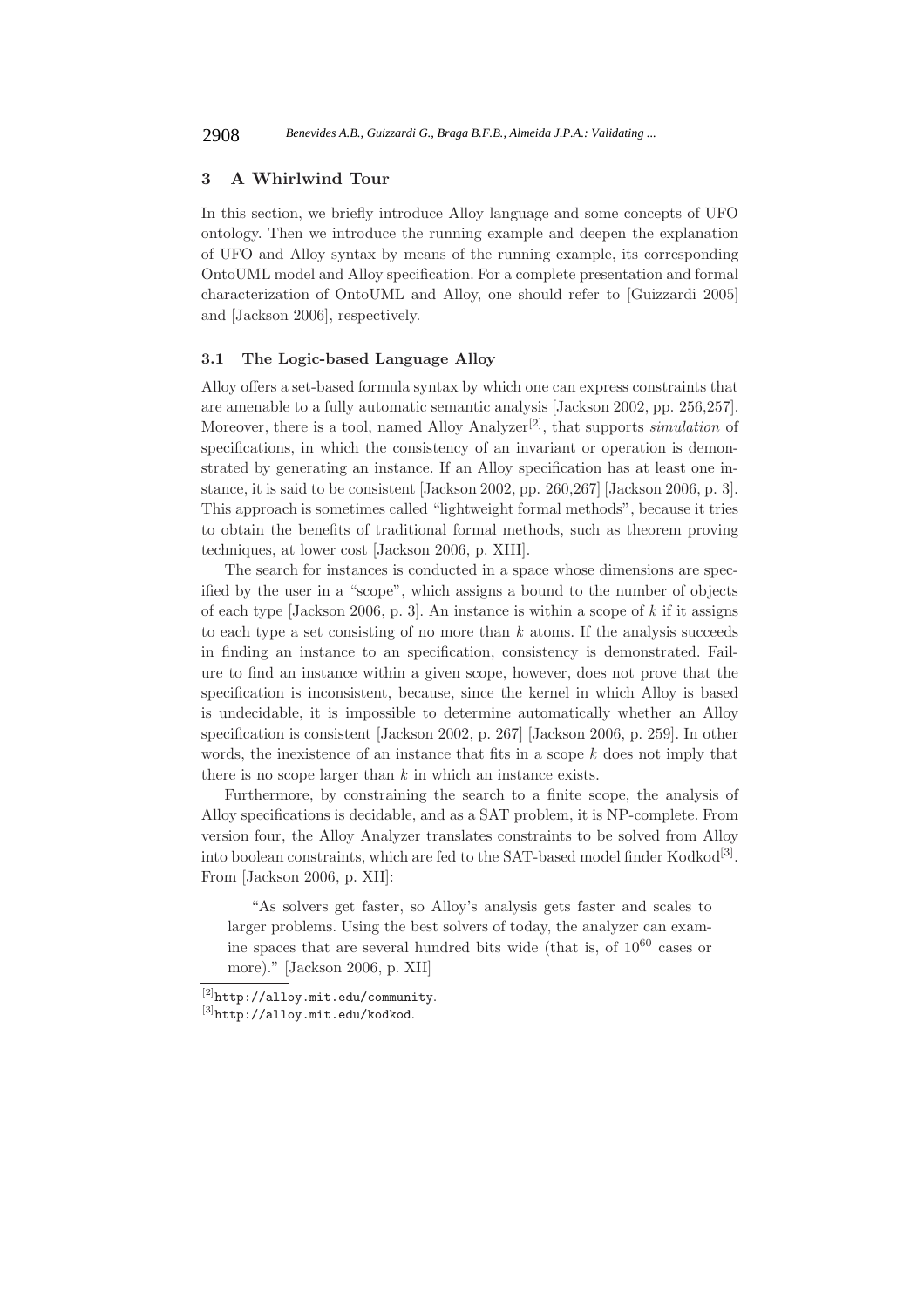## 3 A Whirlwind Tour

In this section, we briefly introduce Alloy language and some concepts of UFO ontology. Then we introduce the running example and deepen the explanation of UFO and Alloy syntax by means of the running example, its corresponding OntoUML model and Alloy specification. For a complete presentation and formal characterization of OntoUML and Alloy, one should refer to [Guizzardi 2005] and [Jackson 2006], respectively.

### 3.1 The Logic-based Language Alloy

Alloy offers a set-based formula syntax by which one can express constraints that are amenable to a fully automatic semantic analysis [Jackson 2002, pp. 256,257]. Moreover, there is a tool, named Alloy Analyzer[2], that supports *simulation* of specifications, in which the consistency of an invariant or operation is demonstrated by generating an instance. If an Alloy specification has at least one instance, it is said to be consistent [Jackson 2002, pp. 260,267] [Jackson 2006, p. 3]. This approach is sometimes called "lightweight formal methods", because it tries to obtain the benefits of traditional formal methods, such as theorem proving techniques, at lower cost [Jackson 2006, p. XIII].

The search for instances is conducted in a space whose dimensions are specified by the user in a "scope", which assigns a bound to the number of objects of each type [Jackson 2006, p. 3]. An instance is within a scope of $k$ if it assigns to each type a set consisting of no more than $k$ atoms. If the analysis succeeds in finding an instance to an specification, consistency is demonstrated. Failure to find an instance within a given scope, however, does not prove that the specification is inconsistent, because, since the kernel in which Alloy is based is undecidable, it is impossible to determine automatically whether an Alloy specification is consistent [Jackson 2002, p. 267] [Jackson 2006, p. 259]. In other words, the inexistence of an instance that fits in a scope $k$ does not imply that there is no scope larger than $k$ in which an instance exists.

Furthermore, by constraining the search to a finite scope, the analysis of Alloy specifications is decidable, and as a SAT problem, it is NP-complete. From version four, the Alloy Analyzer translates constraints to be solved from Alloy into boolean constraints, which are fed to the SAT-based model finder Kodkod[3]. From [Jackson 2006, p. XII]:

> "As solvers get faster, so Alloy's analysis gets faster and scales to larger problems. Using the best solvers of today, the analyzer can examine spaces that are several hundred bits wide (that is, of $10^{60}$ cases or more)." [Jackson 2006, p. XII]

[2] http://alloy.mit.edu/community.

[3] http://alloy.mit.edu/kodkod.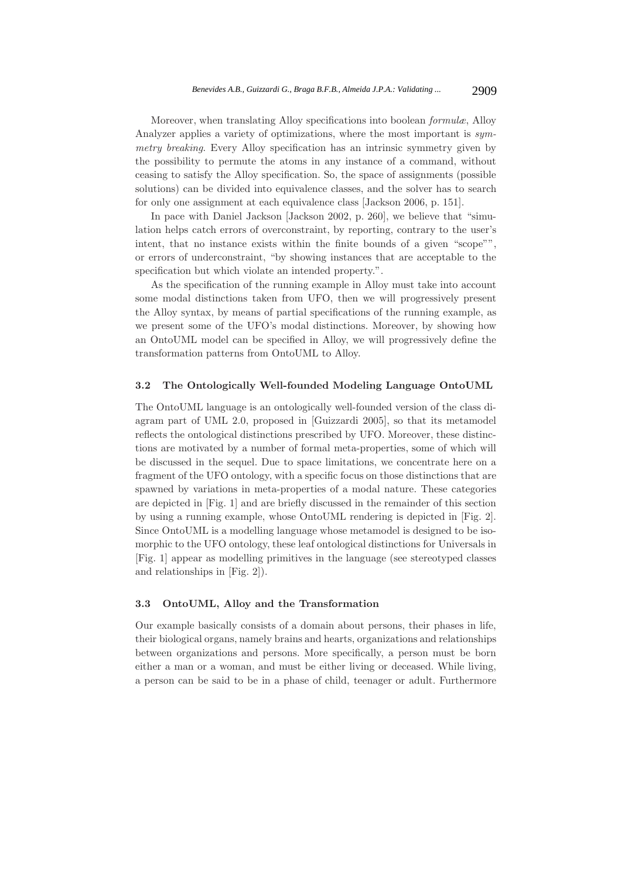Moreover, when translating Alloy specifications into boolean *formulæ*, Alloy Analyzer applies a variety of optimizations, where the most important is *symmetry breaking*. Every Alloy specification has an intrinsic symmetry given by the possibility to permute the atoms in any instance of a command, without ceasing to satisfy the Alloy specification. So, the space of assignments (possible solutions) can be divided into equivalence classes, and the solver has to search for only one assignment at each equivalence class [Jackson 2006, p. 151].

In pace with Daniel Jackson [Jackson 2002, p. 260], we believe that "simulation helps catch errors of overconstraint, by reporting, contrary to the user's intent, that no instance exists within the finite bounds of a given "scope"", or errors of underconstraint, "by showing instances that are acceptable to the specification but which violate an intended property.".

As the specification of the running example in Alloy must take into account some modal distinctions taken from UFO, then we will progressively present the Alloy syntax, by means of partial specifications of the running example, as we present some of the UFO's modal distinctions. Moreover, by showing how an OntoUML model can be specified in Alloy, we will progressively define the transformation patterns from OntoUML to Alloy.

### 3.2 The Ontologically Well-founded Modeling Language OntoUML

The OntoUML language is an ontologically well-founded version of the class diagram part of UML 2.0, proposed in [Guizzardi 2005], so that its metamodel reflects the ontological distinctions prescribed by UFO. Moreover, these distinctions are motivated by a number of formal meta-properties, some of which will be discussed in the sequel. Due to space limitations, we concentrate here on a fragment of the UFO ontology, with a specific focus on those distinctions that are spawned by variations in meta-properties of a modal nature. These categories are depicted in [Fig. 1] and are briefly discussed in the remainder of this section by using a running example, whose OntoUML rendering is depicted in [Fig. 2]. Since OntoUML is a modelling language whose metamodel is designed to be isomorphic to the UFO ontology, these leaf ontological distinctions for Universals in [Fig. 1] appear as modelling primitives in the language (see stereotyped classes and relationships in [Fig. 2]).

### 3.3 OntoUML, Alloy and the Transformation

Our example basically consists of a domain about persons, their phases in life, their biological organs, namely brains and hearts, organizations and relationships between organizations and persons. More specifically, a person must be born either a man or a woman, and must be either living or deceased. While living, a person can be said to be in a phase of child, teenager or adult. Furthermore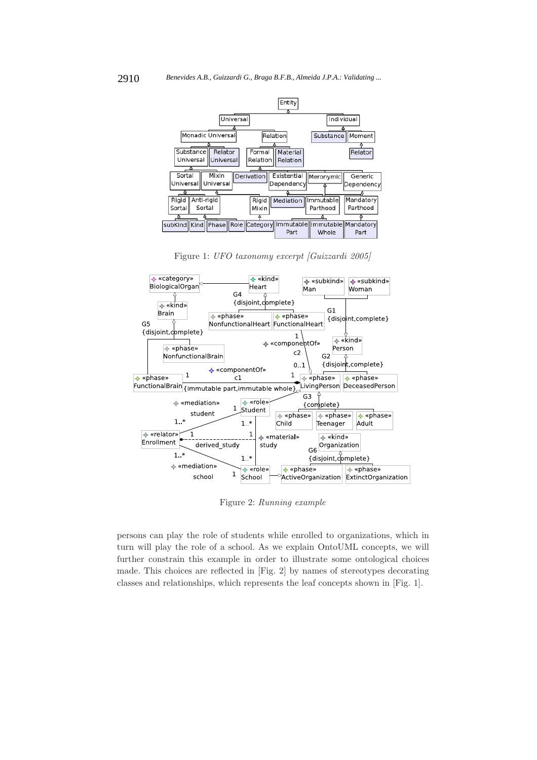Figure 1: *UFO taxonomy excerpt [Guizzardi 2005]*

Figure 2: *Running example*

persons can play the role of students while enrolled to organizations, which in turn will play the role of a school. As we explain OntoUML concepts, we will further constrain this example in order to illustrate some ontological choices made. This choices are reflected in [Fig. 2] by names of stereotypes decorating classes and relationships, which represents the leaf concepts shown in [Fig. 1].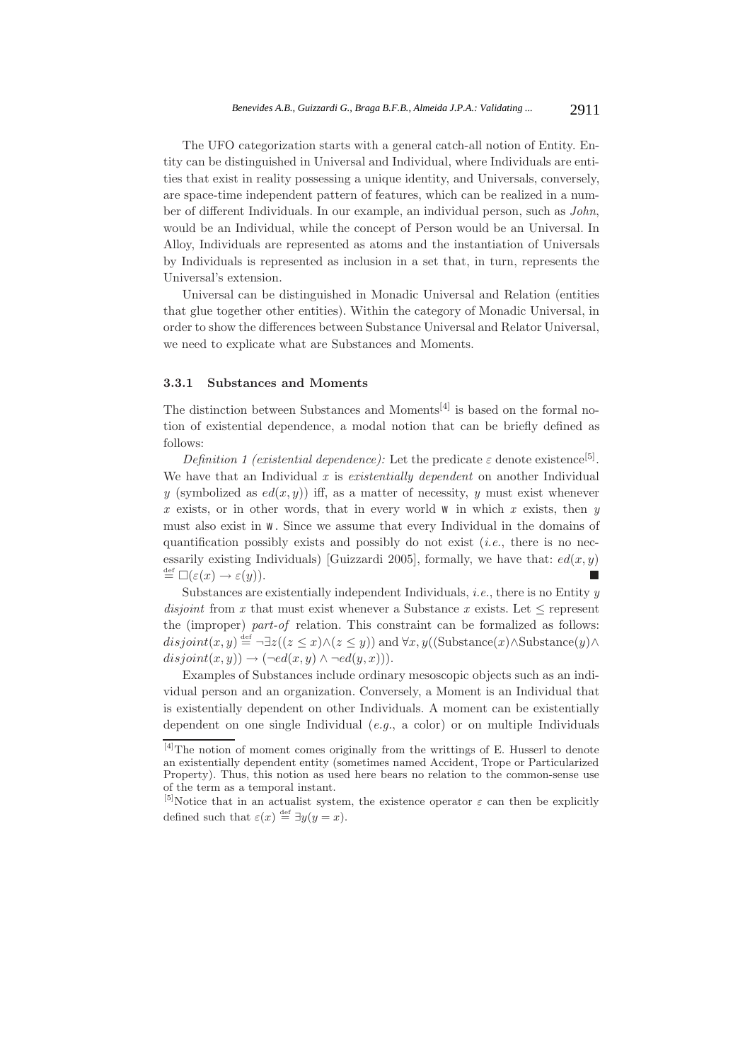The UFO categorization starts with a general catch-all notion of Entity. Entity can be distinguished in Universal and Individual, where Individuals are entities that exist in reality possessing a unique identity, and Universals, conversely, are space-time independent pattern of features, which can be realized in a number of different Individuals. In our example, an individual person, such as *John*, would be an Individual, while the concept of Person would be an Universal. In Alloy, Individuals are represented as atoms and the instantiation of Universals by Individuals is represented as inclusion in a set that, in turn, represents the Universal's extension.

Universal can be distinguished in Monadic Universal and Relation (entities that glue together other entities). Within the category of Monadic Universal, in order to show the differences between Substance Universal and Relator Universal, we need to explicate what are Substances and Moments.

### 3.3.1 Substances and Moments

The distinction between Substances and Moments[4] is based on the formal notion of existential dependence, a modal notion that can be briefly defined as follows:

*Definition 1 (existential dependence):* Let the predicate $\varepsilon$ denote existence[5]. We have that an Individual $x$ is *existentially dependent* on another Individual $y$ (symbolized as $ed(x, y)$) iff, as a matter of necessity, $y$ must exist whenever $x$ exists, or in other words, that in every world W in which $x$ exists, then $y$ must also exist in W. Since we assume that every Individual in the domains of quantification possibly exists and possibly do not exist (*i.e.*, there is no necessarily existing Individuals) [Guizzardi 2005], formally, we have that: $ed(x, y) \stackrel{\text{def}}{=} \Box(\varepsilon(x) \rightarrow \varepsilon(y))$. ■

Substances are existentially independent Individuals, *i.e.*, there is no Entity $y$ *disjoint* from $x$ that must exist whenever a Substance $x$ exists. Let $\leq$ represent the (improper) *part-of* relation. This constraint can be formalized as follows: $disjoint(x, y) \stackrel{\text{def}}{=} \neg\exists z((z \leq x) \wedge (z \leq y))$ and $\forall x, y((\text{Substance}(x) \wedge \text{Substance}(y) \wedge disjoint(x, y)) \rightarrow (\neg ed(x, y) \wedge \neg ed(y, x)))$.

Examples of Substances include ordinary mesoscopic objects such as an individual person and an organization. Conversely, a Moment is an Individual that is existentially dependent on other Individuals. A moment can be existentially dependent on one single Individual (*e.g.*, a color) or on multiple Individuals

---

[4] The notion of moment comes originally from the writtings of E. Husserl to denote an existentially dependent entity (sometimes named Accident, Trope or Particularized Property). Thus, this notion as used here bears no relation to the common-sense use of the term as a temporal instant.

[5] Notice that in an actualist system, the existence operator $\varepsilon$ can then be explicitly defined such that $\varepsilon(x) \stackrel{\text{def}}{=} \exists y(y = x)$.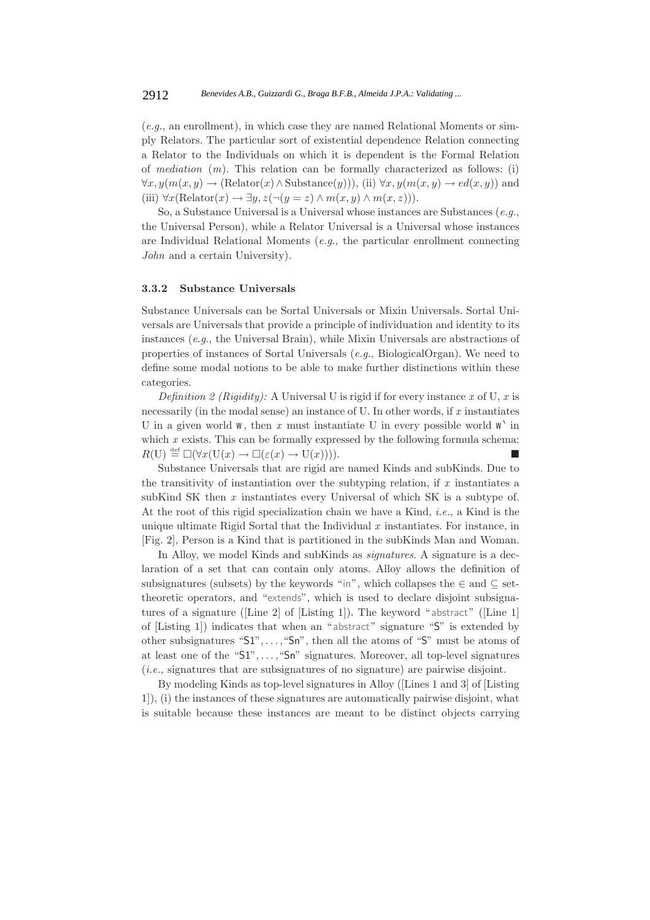(*e.g.*, an enrollment), in which case they are named Relational Moments or simply Relators. The particular sort of existential dependence Relation connecting a Relator to the Individuals on which it is dependent is the Formal Relation of *mediation* ($m$). This relation can be formally characterized as follows: (i) $\forall x, y(m(x, y) \rightarrow (\text{Relator}(x) \wedge \text{Substance}(y)))$, (ii) $\forall x, y(m(x, y) \rightarrow ed(x, y))$ and (iii) $\forall x(\text{Relator}(x) \rightarrow \exists y, z(\neg(y = z) \wedge m(x, y) \wedge m(x, z)))$.

So, a Substance Universal is a Universal whose instances are Substances (*e.g.*, the Universal Person), while a Relator Universal is a Universal whose instances are Individual Relational Moments (*e.g.*, the particular enrollment connecting *John* and a certain University).

### 3.3.2 Substance Universals

Substance Universals can be Sortal Universals or Mixin Universals. Sortal Universals are Universals that provide a principle of individuation and identity to its instances (*e.g.*, the Universal Brain), while Mixin Universals are abstractions of properties of instances of Sortal Universals (*e.g.*, BiologicalOrgan). We need to define some modal notions to be able to make further distinctions within these categories.

*Definition 2 (Rigidity):* A Universal U is rigid if for every instance $x$ of U, $x$ is necessarily (in the modal sense) an instance of U. In other words, if $x$ instantiates U in a given world $w$, then $x$ must instantiate U in every possible world $w'$ in which $x$ exists. This can be formally expressed by the following formula schema: $R(\text{U}) \stackrel{\text{def}}{=} \Box(\forall x(\text{U}(x) \rightarrow \Box(\varepsilon(x) \rightarrow \text{U}(x))))$. ■

Substance Universals that are rigid are named Kinds and subKinds. Due to the transitivity of instantiation over the subtyping relation, if $x$ instantiates a subKind SK then $x$ instantiates every Universal of which SK is a subtype of. At the root of this rigid specialization chain we have a Kind, *i.e.*, a Kind is the unique ultimate Rigid Sortal that the Individual $x$ instantiates. For instance, in [Fig. 2], Person is a Kind that is partitioned in the subKinds Man and Woman.

In Alloy, we model Kinds and subKinds as *signatures*. A signature is a declaration of a set that can contain only atoms. Alloy allows the definition of subsignatures (subsets) by the keywords "in", which collapses the $\in$ and $\subseteq$ set-theoretic operators, and "extends", which is used to declare disjoint subsignatures of a signature ([Line 2] of [Listing 1]). The keyword "abstract" ([Line 1] of [Listing 1]) indicates that when an "abstract" signature "S" is extended by other subsignatures "S1", ..., "Sn", then all the atoms of "S" must be atoms of at least one of the "S1", ..., "Sn" signatures. Moreover, all top-level signatures (*i.e.*, signatures that are subsignatures of no signature) are pairwise disjoint.

By modeling Kinds as top-level signatures in Alloy ([Lines 1 and 3] of [Listing 1]), (i) the instances of these signatures are automatically pairwise disjoint, what is suitable because these instances are meant to be distinct objects carrying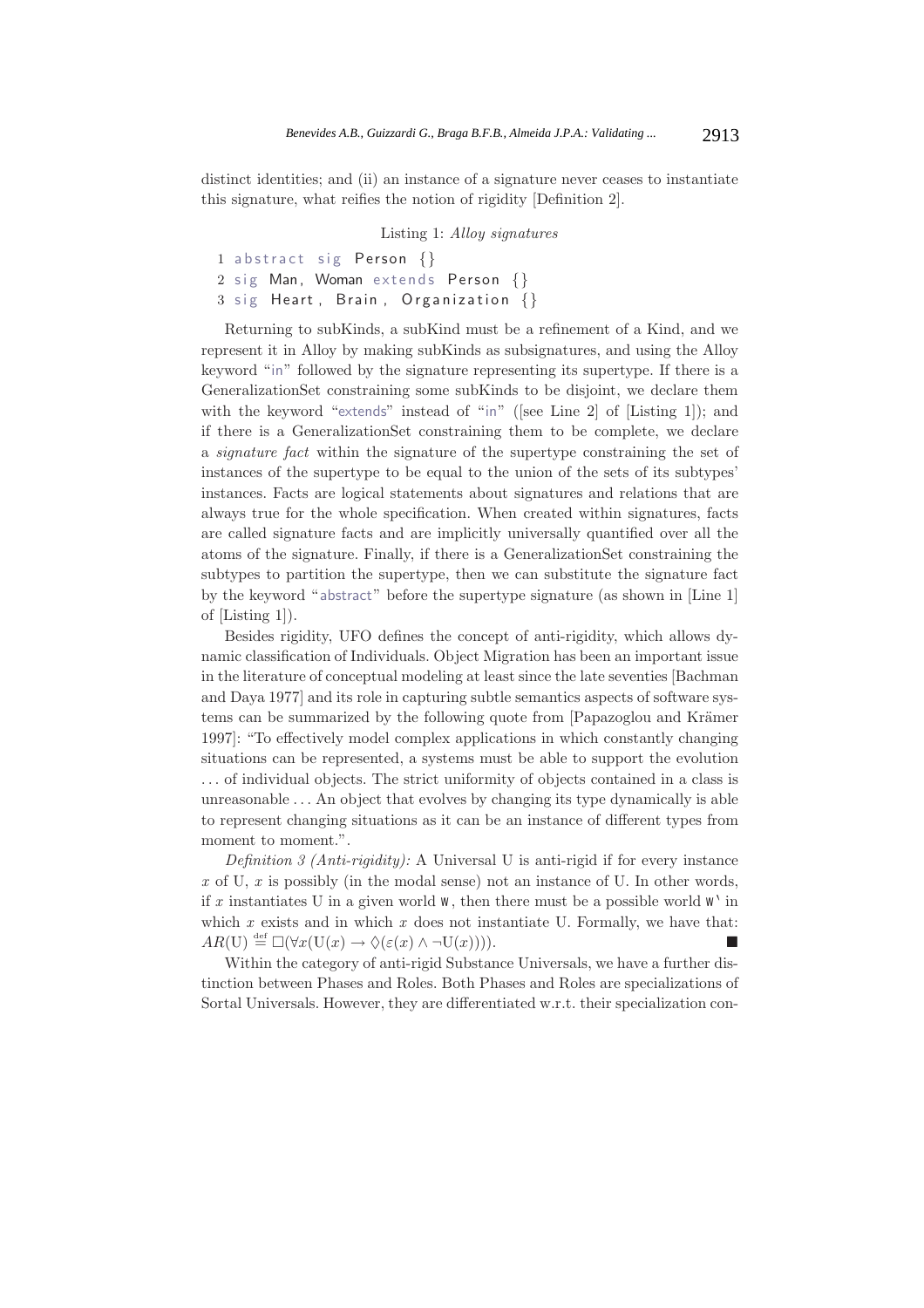distinct identities; and (ii) an instance of a signature never ceases to instantiate this signature, what reifies the notion of rigidity [Definition 2].

Listing 1: *Alloy signatures*

```
1 abstract sig Person {}
2 sig Man, Woman extends Person {}
3 sig Heart, Brain, Organization {}
```

Returning to subKinds, a subKind must be a refinement of a Kind, and we represent it in Alloy by making subKinds as subsignatures, and using the Alloy keyword "in" followed by the signature representing its supertype. If there is a GeneralizationSet constraining some subKinds to be disjoint, we declare them with the keyword "extends" instead of "in" ([see Line 2] of [Listing 1]); and if there is a GeneralizationSet constraining them to be complete, we declare a *signature fact* within the signature of the supertype constraining the set of instances of the supertype to be equal to the union of the sets of its subtypes' instances. Facts are logical statements about signatures and relations that are always true for the whole specification. When created within signatures, facts are called signature facts and are implicitly universally quantified over all the atoms of the signature. Finally, if there is a GeneralizationSet constraining the subtypes to partition the supertype, then we can substitute the signature fact by the keyword "abstract" before the supertype signature (as shown in [Line 1] of [Listing 1]).

Besides rigidity, UFO defines the concept of anti-rigidity, which allows dynamic classification of Individuals. Object Migration has been an important issue in the literature of conceptual modeling at least since the late seventies [Bachman and Daya 1977] and its role in capturing subtle semantics aspects of software systems can be summarized by the following quote from [Papazoglou and Krämer 1997]: "To effectively model complex applications in which constantly changing situations can be represented, a systems must be able to support the evolution ... of individual objects. The strict uniformity of objects contained in a class is unreasonable ... An object that evolves by changing its type dynamically is able to represent changing situations as it can be an instance of different types from moment to moment.".

*Definition 3 (Anti-rigidity):* A Universal U is anti-rigid if for every instance $x$ of U, $x$ is possibly (in the modal sense) not an instance of U. In other words, if $x$ instantiates U in a given world W, then there must be a possible world W' in which $x$ exists and in which $x$ does not instantiate U. Formally, we have that: $AR(\mathrm{U}) \overset{\mathrm{def}}{=} \Box(\forall x(\mathrm{U}(x) \rightarrow \Diamond(\varepsilon(x) \wedge \neg\mathrm{U}(x))))$. ■

Within the category of anti-rigid Substance Universals, we have a further distinction between Phases and Roles. Both Phases and Roles are specializations of Sortal Universals. However, they are differentiated w.r.t. their specialization con-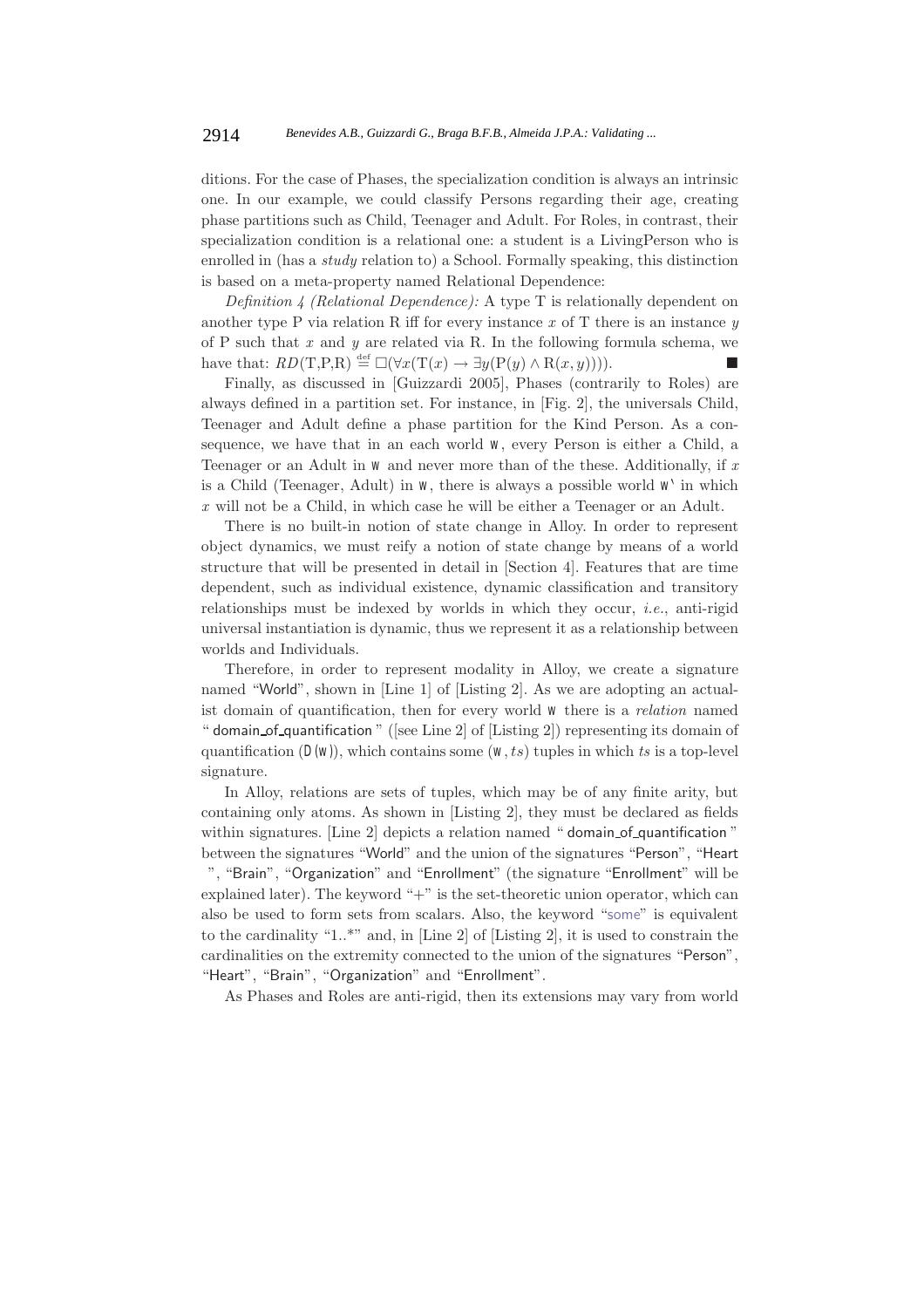ditions. For the case of Phases, the specialization condition is always an intrinsic one. In our example, we could classify Persons regarding their age, creating phase partitions such as Child, Teenager and Adult. For Roles, in contrast, their specialization condition is a relational one: a student is a LivingPerson who is enrolled in (has a *study* relation to) a School. Formally speaking, this distinction is based on a meta-property named Relational Dependence:

*Definition 4 (Relational Dependence):* A type T is relationally dependent on another type P via relation R iff for every instance $x$ of T there is an instance $y$ of P such that $x$ and $y$ are related via R. In the following formula schema, we have that: $RD(\mathrm{T},\mathrm{P},\mathrm{R}) \stackrel{\text{def}}{=} \Box(\forall x(\mathrm{T}(x) \rightarrow \exists y(\mathrm{P}(y) \wedge \mathrm{R}(x,y))))$. ■

Finally, as discussed in [Guizzardi 2005], Phases (contrarily to Roles) are always defined in a partition set. For instance, in [Fig. 2], the universals Child, Teenager and Adult define a phase partition for the Kind Person. As a consequence, we have that in an each world `w`, every Person is either a Child, a Teenager or an Adult in `w` and never more than of the these. Additionally, if $x$ is a Child (Teenager, Adult) in `w`, there is always a possible world `w'` in which $x$ will not be a Child, in which case he will be either a Teenager or an Adult.

There is no built-in notion of state change in Alloy. In order to represent object dynamics, we must reify a notion of state change by means of a world structure that will be presented in detail in [Section 4]. Features that are time dependent, such as individual existence, dynamic classification and transitory relationships must be indexed by worlds in which they occur, *i.e.*, anti-rigid universal instantiation is dynamic, thus we represent it as a relationship between worlds and Individuals.

Therefore, in order to represent modality in Alloy, we create a signature named "World", shown in [Line 1] of [Listing 2]. As we are adopting an actualist domain of quantification, then for every world `w` there is a *relation* named " domain_of_quantification " ([see Line 2] of [Listing 2]) representing its domain of quantification (`D(w)`), which contains some (`w`, $ts$) tuples in which $ts$ is a top-level signature.

In Alloy, relations are sets of tuples, which may be of any finite arity, but containing only atoms. As shown in [Listing 2], they must be declared as fields within signatures. [Line 2] depicts a relation named " domain_of_quantification " between the signatures "World" and the union of the signatures "Person", "Heart ", "Brain", "Organization" and "Enrollment" (the signature "Enrollment" will be explained later). The keyword "+" is the set-theoretic union operator, which can also be used to form sets from scalars. Also, the keyword "some" is equivalent to the cardinality "1..*" and, in [Line 2] of [Listing 2], it is used to constrain the cardinalities on the extremity connected to the union of the signatures "Person", "Heart", "Brain", "Organization" and "Enrollment".

As Phases and Roles are anti-rigid, then its extensions may vary from world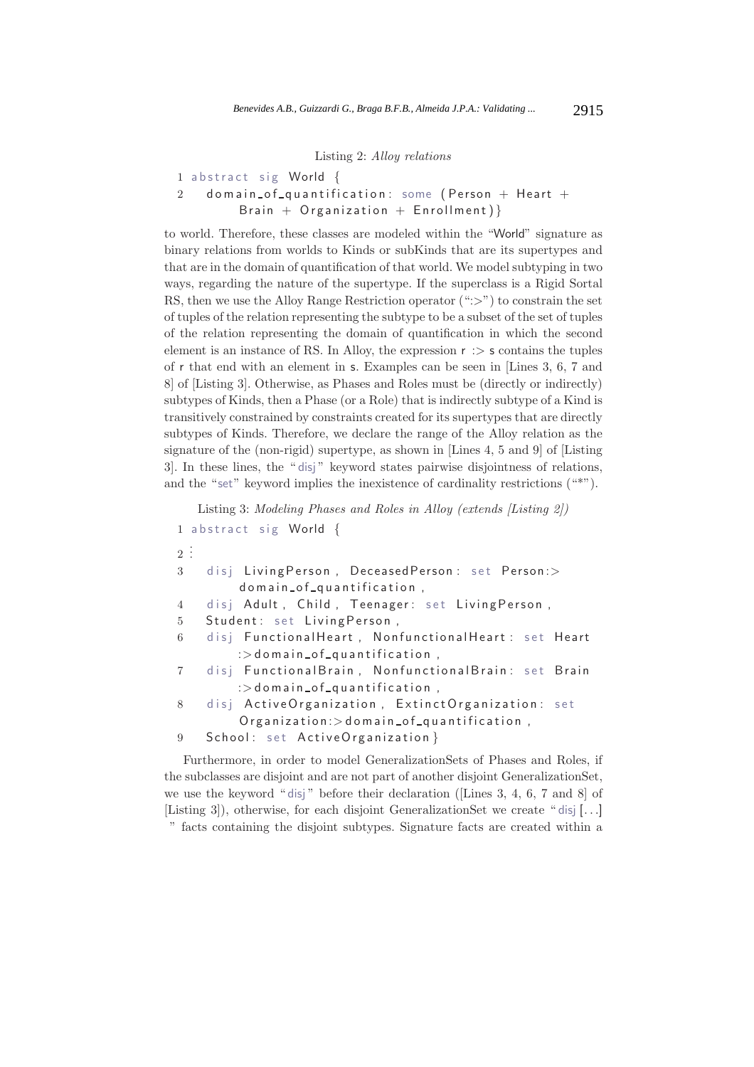Listing 2: *Alloy relations*

```
1 abstract sig World {
2   domain_of_quantification: some (Person + Heart +
        Brain + Organization + Enrollment)}
```

to world. Therefore, these classes are modeled within the "World" signature as binary relations from worlds to Kinds or subKinds that are its supertypes and that are in the domain of quantification of that world. We model subtyping in two ways, regarding the nature of the supertype. If the superclass is a Rigid Sortal RS, then we use the Alloy Range Restriction operator (":>") to constrain the set of tuples of the relation representing the subtype to be a subset of the set of tuples of the relation representing the domain of quantification in which the second element is an instance of RS. In Alloy, the expression r :> s contains the tuples of r that end with an element in s. Examples can be seen in [Lines 3, 6, 7 and 8] of [Listing 3]. Otherwise, as Phases and Roles must be (directly or indirectly) subtypes of Kinds, then a Phase (or a Role) that is indirectly subtype of a Kind is transitively constrained by constraints created for its supertypes that are directly subtypes of Kinds. Therefore, we declare the range of the Alloy relation as the signature of the (non-rigid) supertype, as shown in [Lines 4, 5 and 9] of [Listing 3]. In these lines, the "disj" keyword states pairwise disjointness of relations, and the "set" keyword implies the inexistence of cardinality restrictions ("*").

Listing 3: *Modeling Phases and Roles in Alloy (extends [Listing 2])*

```
1 abstract sig World {
2 ⋮
3   disj LivingPerson, DeceasedPerson: set Person:>
        domain_of_quantification,
4   disj Adult, Child, Teenager: set LivingPerson,
5   Student: set LivingPerson,
6   disj FunctionalHeart, NonfunctionalHeart: set Heart
        :>domain_of_quantification,
7   disj FunctionalBrain, NonfunctionalBrain: set Brain
        :>domain_of_quantification,
8   disj ActiveOrganization, ExtinctOrganization: set
        Organization:>domain_of_quantification,
9   School: set ActiveOrganization}
```

Furthermore, in order to model GeneralizationSets of Phases and Roles, if the subclasses are disjoint and are not part of another disjoint GeneralizationSet, we use the keyword "disj" before their declaration ([Lines 3, 4, 6, 7 and 8] of [Listing 3]), otherwise, for each disjoint GeneralizationSet we create "disj [...] " facts containing the disjoint subtypes. Signature facts are created within a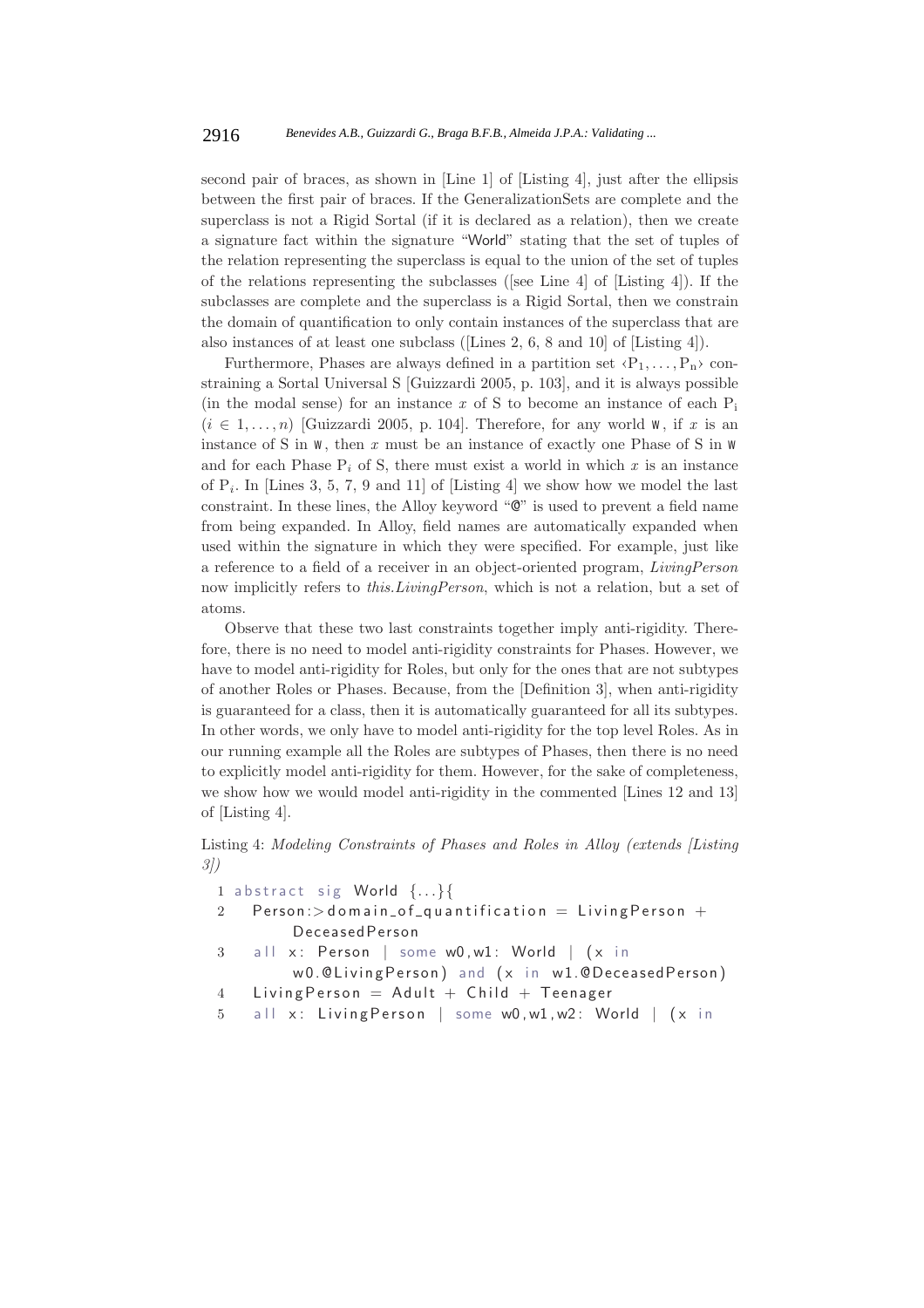second pair of braces, as shown in [Line 1] of [Listing 4], just after the ellipsis between the first pair of braces. If the GeneralizationSets are complete and the superclass is not a Rigid Sortal (if it is declared as a relation), then we create a signature fact within the signature "World" stating that the set of tuples of the relation representing the superclass is equal to the union of the set of tuples of the relations representing the subclasses ([see Line 4] of [Listing 4]). If the subclasses are complete and the superclass is a Rigid Sortal, then we constrain the domain of quantification to only contain instances of the superclass that are also instances of at least one subclass ([Lines 2, 6, 8 and 10] of [Listing 4]).

Furthermore, Phases are always defined in a partition set $\langle P_1, \ldots, P_n \rangle$ constraining a Sortal Universal S [Guizzardi 2005, p. 103], and it is always possible (in the modal sense) for an instance $x$ of S to become an instance of each $P_i$ ($i \in 1, \ldots, n$) [Guizzardi 2005, p. 104]. Therefore, for any world W, if $x$ is an instance of S in W, then $x$ must be an instance of exactly one Phase of S in W and for each Phase $P_i$ of S, there must exist a world in which $x$ is an instance of $P_i$. In [Lines 3, 5, 7, 9 and 11] of [Listing 4] we show how we model the last constraint. In these lines, the Alloy keyword "@" is used to prevent a field name from being expanded. In Alloy, field names are automatically expanded when used within the signature in which they were specified. For example, just like a reference to a field of a receiver in an object-oriented program, *LivingPerson* now implicitly refers to *this.LivingPerson*, which is not a relation, but a set of atoms.

Observe that these two last constraints together imply anti-rigidity. Therefore, there is no need to model anti-rigidity constraints for Phases. However, we have to model anti-rigidity for Roles, but only for the ones that are not subtypes of another Roles or Phases. Because, from the [Definition 3], when anti-rigidity is guaranteed for a class, then it is automatically guaranteed for all its subtypes. In other words, we only have to model anti-rigidity for the top level Roles. As in our running example all the Roles are subtypes of Phases, then there is no need to explicitly model anti-rigidity for them. However, for the sake of completeness, we show how we would model anti-rigidity in the commented [Lines 12 and 13] of [Listing 4].

Listing 4: *Modeling Constraints of Phases and Roles in Alloy (extends [Listing 3])*

```
1  abstract sig World {...}{
2    Person:>domain_of_quantification = LivingPerson +
         DeceasedPerson
3    all x: Person | some w0,w1: World | (x in
         w0.@LivingPerson) and (x in w1.@DeceasedPerson)
4    LivingPerson = Adult + Child + Teenager
5    all x: LivingPerson | some w0,w1,w2: World | (x in
```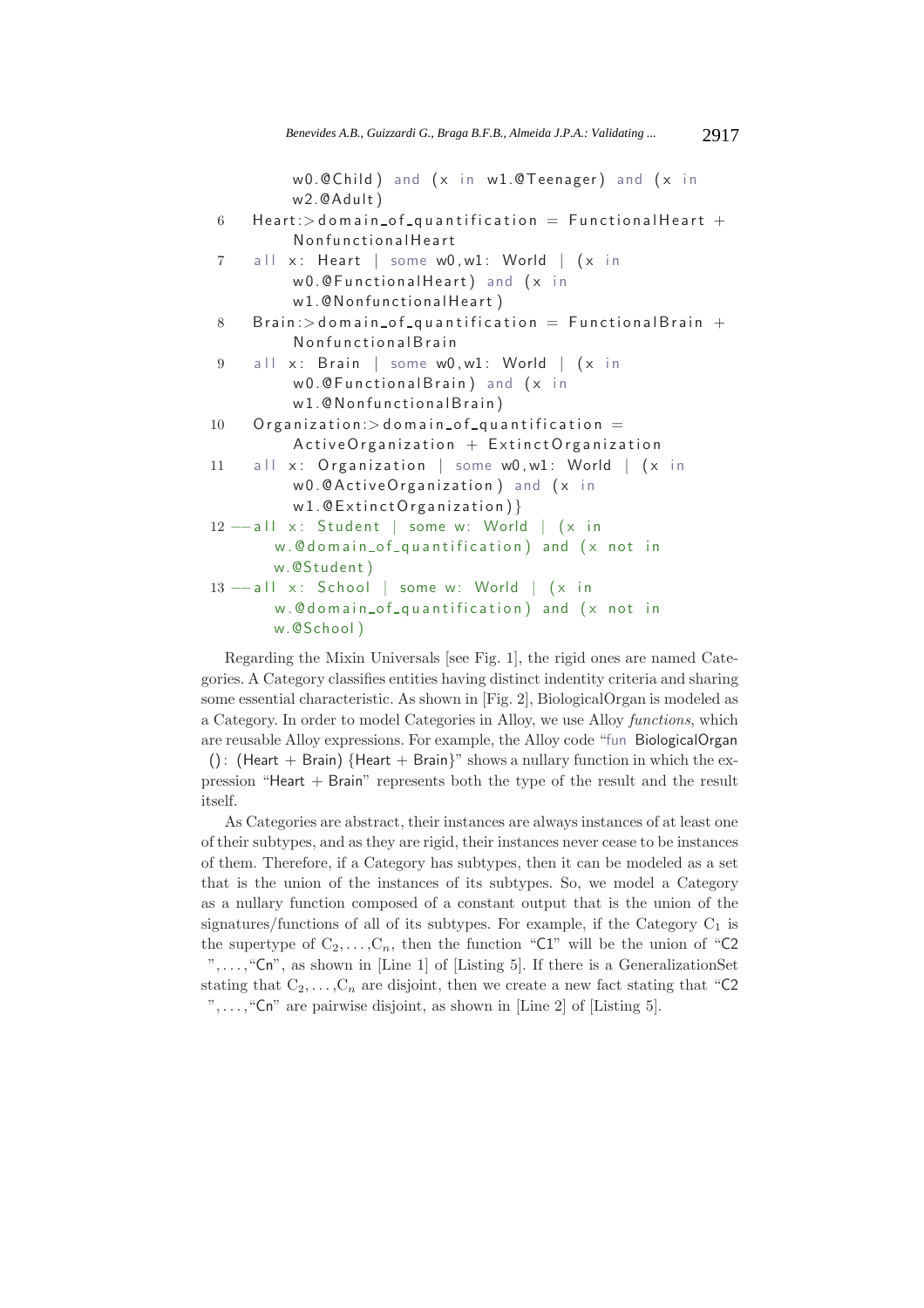```
        w0.@Child) and (x in w1.@Teenager) and (x in
        w2.@Adult)
6   Heart:>domain_of_quantification = FunctionalHeart +
        NonfunctionalHeart
7   all x: Heart | some w0,w1: World | (x in
        w0.@FunctionalHeart) and (x in
        w1.@NonfunctionalHeart)
8   Brain:>domain_of_quantification = FunctionalBrain +
        NonfunctionalBrain
9   all x: Brain | some w0,w1: World | (x in
        w0.@FunctionalBrain) and (x in
        w1.@NonfunctionalBrain)
10  Organization:>domain_of_quantification =
        ActiveOrganization + ExtinctOrganization
11  all x: Organization | some w0,w1: World | (x in
        w0.@ActiveOrganization) and (x in
        w1.@ExtinctOrganization)}
12 --all x: Student | some w: World | (x in
      w.@domain_of_quantification) and (x not in
      w.@Student)
13 --all x: School | some w: World | (x in
      w.@domain_of_quantification) and (x not in
      w.@School)
```

Regarding the Mixin Universals [see Fig. 1], the rigid ones are named Categories. A Category classifies entities having distinct indentity criteria and sharing some essential characteristic. As shown in [Fig. 2], BiologicalOrgan is modeled as a Category. In order to model Categories in Alloy, we use Alloy *functions*, which are reusable Alloy expressions. For example, the Alloy code "fun BiologicalOrgan (): (Heart + Brain) {Heart + Brain}" shows a nullary function in which the expression "Heart + Brain" represents both the type of the result and the result itself.

As Categories are abstract, their instances are always instances of at least one of their subtypes, and as they are rigid, their instances never cease to be instances of them. Therefore, if a Category has subtypes, then it can be modeled as a set that is the union of the instances of its subtypes. So, we model a Category as a nullary function composed of a constant output that is the union of the signatures/functions of all of its subtypes. For example, if the Category $C_1$ is the supertype of $C_2,\ldots,C_n$, then the function "C1" will be the union of "C2",…,"Cn", as shown in [Line 1] of [Listing 5]. If there is a GeneralizationSet stating that $C_2,\ldots,C_n$ are disjoint, then we create a new fact stating that "C2",…,"Cn" are pairwise disjoint, as shown in [Line 2] of [Listing 5].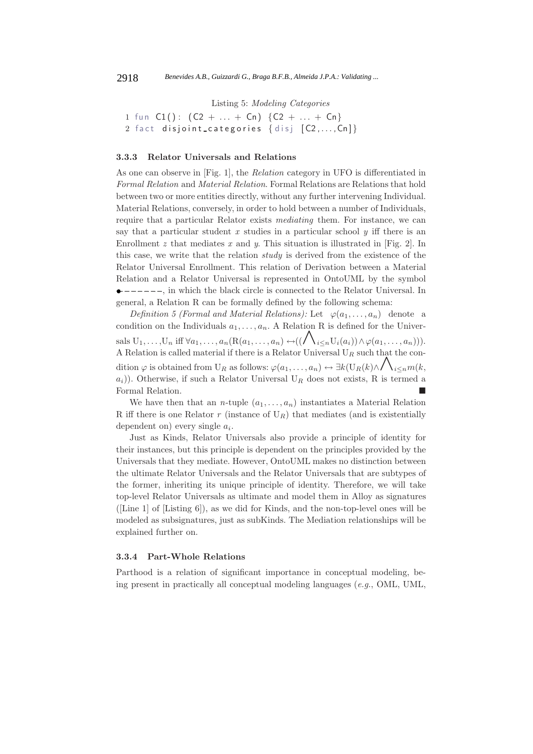Listing 5: *Modeling Categories*

```
1 fun C1(): (C2 + ... + Cn) {C2 + ... + Cn}
2 fact disjoint_categories {disj [C2,...,Cn]}
```

#### 3.3.3 Relator Universals and Relations

As one can observe in [Fig. 1], the *Relation* category in UFO is differentiated in *Formal Relation* and *Material Relation*. Formal Relations are Relations that hold between two or more entities directly, without any further intervening Individual. Material Relations, conversely, in order to hold between a number of Individuals, require that a particular Relator exists *mediating* them. For instance, we can say that a particular student $x$ studies in a particular school $y$ iff there is an Enrollment $z$ that mediates $x$ and $y$. This situation is illustrated in [Fig. 2]. In this case, we write that the relation *study* is derived from the existence of the Relator Universal Enrollment. This relation of Derivation between a Material Relation and a Relator Universal is represented in OntoUML by the symbol •−−−−−−, in which the black circle is connected to the Relator Universal. In general, a Relation R can be formally defined by the following schema:

*Definition 5 (Formal and Material Relations):* Let $\varphi(a_1, \ldots, a_n)$ denote a condition on the Individuals $a_1, \ldots, a_n$. A Relation R is defined for the Universals $\mathrm{U}_1, \ldots, \mathrm{U}_n$ iff $\forall a_1, \ldots, a_n(\mathrm{R}(a_1, \ldots, a_n) \leftrightarrow ((\bigwedge_{i \leq n} \mathrm{U}_i(a_i)) \wedge \varphi(a_1, \ldots, a_n)))$. A Relation is called material if there is a Relator Universal $\mathrm{U}_R$ such that the condition $\varphi$ is obtained from $\mathrm{U}_R$ as follows: $\varphi(a_1, \ldots, a_n) \leftrightarrow \exists k(\mathrm{U}_R(k) \wedge \bigwedge_{i \leq n} m(k, a_i))$. Otherwise, if such a Relator Universal $\mathrm{U}_R$ does not exists, R is termed a Formal Relation. ■

We have then that an $n$-tuple $(a_1, \ldots, a_n)$ instantiates a Material Relation R iff there is one Relator $r$ (instance of $\mathrm{U}_R$) that mediates (and is existentially dependent on) every single $a_i$.

Just as Kinds, Relator Universals also provide a principle of identity for their instances, but this principle is dependent on the principles provided by the Universals that they mediate. However, OntoUML makes no distinction between the ultimate Relator Universals and the Relator Universals that are subtypes of the former, inheriting its unique principle of identity. Therefore, we will take top-level Relator Universals as ultimate and model them in Alloy as signatures ([Line 1] of [Listing 6]), as we did for Kinds, and the non-top-level ones will be modeled as subsignatures, just as subKinds. The Mediation relationships will be explained further on.

#### 3.3.4 Part-Whole Relations

Parthood is a relation of significant importance in conceptual modeling, being present in practically all conceptual modeling languages (*e.g.*, OML, UML,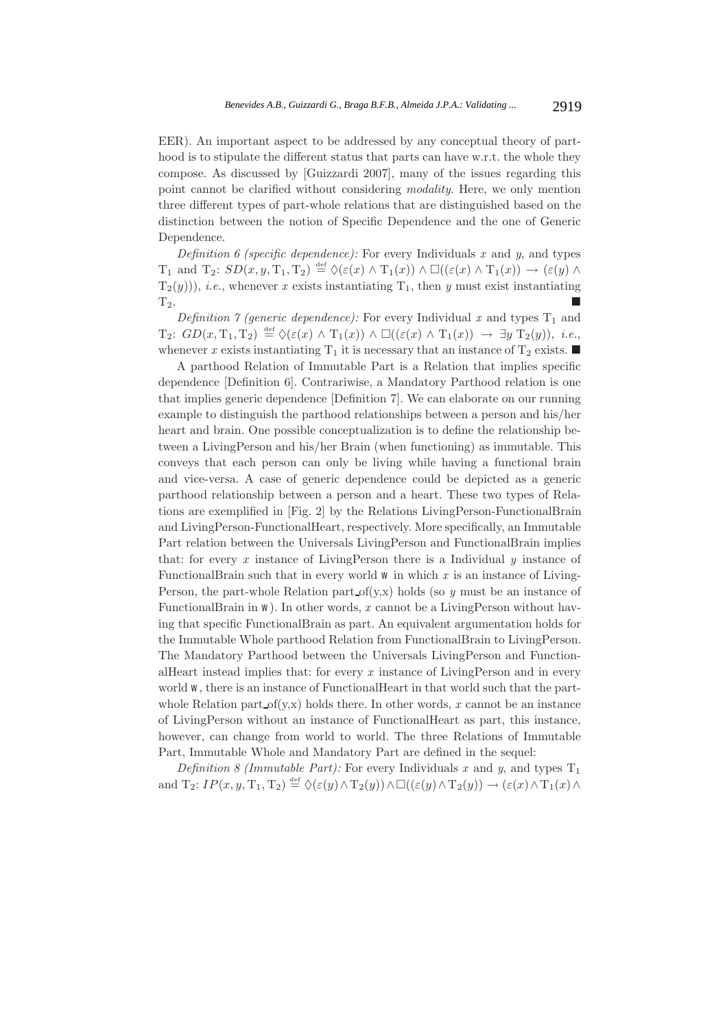EER). An important aspect to be addressed by any conceptual theory of parthood is to stipulate the different status that parts can have w.r.t. the whole they compose. As discussed by [Guizzardi 2007], many of the issues regarding this point cannot be clarified without considering *modality*. Here, we only mention three different types of part-whole relations that are distinguished based on the distinction between the notion of Specific Dependence and the one of Generic Dependence.

*Definition 6 (specific dependence):* For every Individuals $x$ and $y$, and types $\mathrm{T}_1$ and $\mathrm{T}_2$: $SD(x, y, \mathrm{T}_1, \mathrm{T}_2) \stackrel{\text{def}}{=} \Diamond(\varepsilon(x) \land \mathrm{T}_1(x)) \land \Box((\varepsilon(x) \land \mathrm{T}_1(x)) \rightarrow (\varepsilon(y) \land \mathrm{T}_2(y)))$, *i.e.*, whenever $x$ exists instantiating $\mathrm{T}_1$, then $y$ must exist instantiating $\mathrm{T}_2$. ■

*Definition 7 (generic dependence):* For every Individual $x$ and types $\mathrm{T}_1$ and $\mathrm{T}_2$: $GD(x, \mathrm{T}_1, \mathrm{T}_2) \stackrel{\text{def}}{=} \Diamond(\varepsilon(x) \land \mathrm{T}_1(x)) \land \Box((\varepsilon(x) \land \mathrm{T}_1(x)) \rightarrow \exists y\, \mathrm{T}_2(y))$, *i.e.*, whenever $x$ exists instantiating $\mathrm{T}_1$ it is necessary that an instance of $\mathrm{T}_2$ exists. ■

A parthood Relation of Immutable Part is a Relation that implies specific dependence [Definition 6]. Contrariwise, a Mandatory Parthood relation is one that implies generic dependence [Definition 7]. We can elaborate on our running example to distinguish the parthood relationships between a person and his/her heart and brain. One possible conceptualization is to define the relationship between a LivingPerson and his/her Brain (when functioning) as immutable. This conveys that each person can only be living while having a functional brain and vice-versa. A case of generic dependence could be depicted as a generic parthood relationship between a person and a heart. These two types of Relations are exemplified in [Fig. 2] by the Relations LivingPerson-FunctionalBrain and LivingPerson-FunctionalHeart, respectively. More specifically, an Immutable Part relation between the Universals LivingPerson and FunctionalBrain implies that: for every $x$ instance of LivingPerson there is a Individual $y$ instance of FunctionalBrain such that in every world `w` in which $x$ is an instance of LivingPerson, the part-whole Relation part_of(y,x) holds (so $y$ must be an instance of FunctionalBrain in `w`). In other words, $x$ cannot be a LivingPerson without having that specific FunctionalBrain as part. An equivalent argumentation holds for the Immutable Whole parthood Relation from FunctionalBrain to LivingPerson. The Mandatory Parthood between the Universals LivingPerson and FunctionalHeart instead implies that: for every $x$ instance of LivingPerson and in every world `w`, there is an instance of FunctionalHeart in that world such that the part-whole Relation part_of(y,x) holds there. In other words, $x$ cannot be an instance of LivingPerson without an instance of FunctionalHeart as part, this instance, however, can change from world to world. The three Relations of Immutable Part, Immutable Whole and Mandatory Part are defined in the sequel:

*Definition 8 (Immutable Part):* For every Individuals $x$ and $y$, and types $\mathrm{T}_1$ and $\mathrm{T}_2$: $IP(x, y, \mathrm{T}_1, \mathrm{T}_2) \stackrel{\text{def}}{=} \Diamond(\varepsilon(y) \land \mathrm{T}_2(y)) \land \Box((\varepsilon(y) \land \mathrm{T}_2(y)) \rightarrow (\varepsilon(x) \land \mathrm{T}_1(x) \land$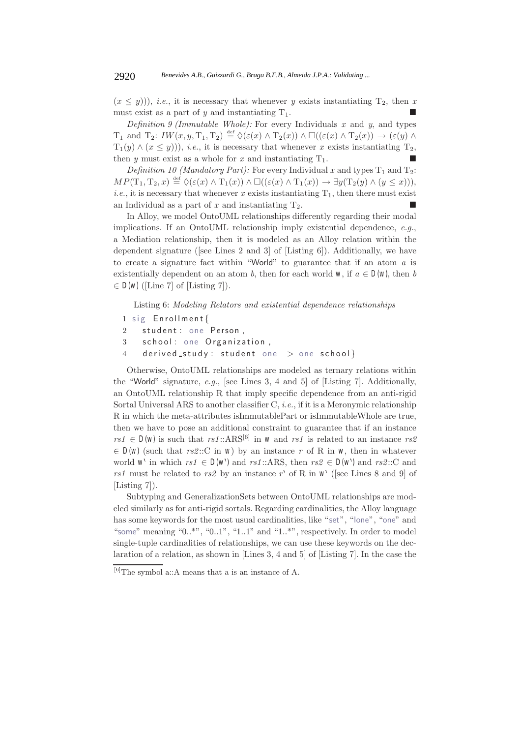$(x \leq y)))$, *i.e.*, it is necessary that whenever $y$ exists instantiating $\mathrm{T}_2$, then $x$ must exist as a part of $y$ and instantiating $\mathrm{T}_1$. ■

*Definition 9 (Immutable Whole):* For every Individuals $x$ and $y$, and types $\mathrm{T}_1$ and $\mathrm{T}_2$: $IW(x, y, \mathrm{T}_1, \mathrm{T}_2) \stackrel{\text{def}}{=} \Diamond(\varepsilon(x) \wedge \mathrm{T}_2(x)) \wedge \Box((\varepsilon(x) \wedge \mathrm{T}_2(x)) \rightarrow (\varepsilon(y) \wedge \mathrm{T}_1(y) \wedge (x \leq y)))$, *i.e.*, it is necessary that whenever $x$ exists instantiating $\mathrm{T}_2$, then $y$ must exist as a whole for $x$ and instantiating $\mathrm{T}_1$. ■

*Definition 10 (Mandatory Part):* For every Individual $x$ and types $\mathrm{T}_1$ and $\mathrm{T}_2$: $MP(\mathrm{T}_1, \mathrm{T}_2, x) \stackrel{\text{def}}{=} \Diamond(\varepsilon(x) \wedge \mathrm{T}_1(x)) \wedge \Box((\varepsilon(x) \wedge \mathrm{T}_1(x)) \rightarrow \exists y(\mathrm{T}_2(y) \wedge (y \leq x)))$, *i.e.*, it is necessary that whenever $x$ exists instantiating $\mathrm{T}_1$, then there must exist an Individual as a part of $x$ and instantiating $\mathrm{T}_2$. ■

In Alloy, we model OntoUML relationships differently regarding their modal implications. If an OntoUML relationship imply existential dependence, *e.g.*, a Mediation relationship, then it is modeled as an Alloy relation within the dependent signature ([see Lines 2 and 3] of [Listing 6]). Additionally, we have to create a signature fact within "World" to guarantee that if an atom $a$ is existentially dependent on an atom $b$, then for each world w, if $a \in$ D(w), then $b \in$ D(w) ([Line 7] of [Listing 7]).

Listing 6: *Modeling Relators and existential dependence relationships*

```
1 sig Enrollment{
2   student: one Person,
3   school: one Organization,
4   derived_study: student one -> one school}
```

Otherwise, OntoUML relationships are modeled as ternary relations within the "World" signature, *e.g.*, [see Lines 3, 4 and 5] of [Listing 7]. Additionally, an OntoUML relationship R that imply specific dependence from an anti-rigid Sortal Universal ARS to another classifier C, *i.e.*, if it is a Meronymic relationship R in which the meta-attributes isImmutablePart or isImmutableWhole are true, then we have to pose an additional constraint to guarantee that if an instance *rs1* $\in$ D(w) is such that *rs1*::ARS[6] in w and *rs1* is related to an instance *rs2* $\in$ D(w) (such that *rs2*::C in w) by an instance $r$ of R in w, then in whatever world w' in which *rs1* $\in$ D(w') and *rs1*::ARS, then *rs2* $\in$ D(w') and *rs2*::C and *rs1* must be related to *rs2* by an instance $r$' of R in w' ([see Lines 8 and 9] of [Listing 7]).

Subtyping and GeneralizationSets between OntoUML relationships are modeled similarly as for anti-rigid sortals. Regarding cardinalities, the Alloy language has some keywords for the most usual cardinalities, like "set", "lone", "one" and "some" meaning "0..*", "0..1", "1..1" and "1..*", respectively. In order to model single-tuple cardinalities of relationships, we can use these keywords on the declaration of a relation, as shown in [Lines 3, 4 and 5] of [Listing 7]. In the case the

[6]The symbol a::A means that a is an instance of A.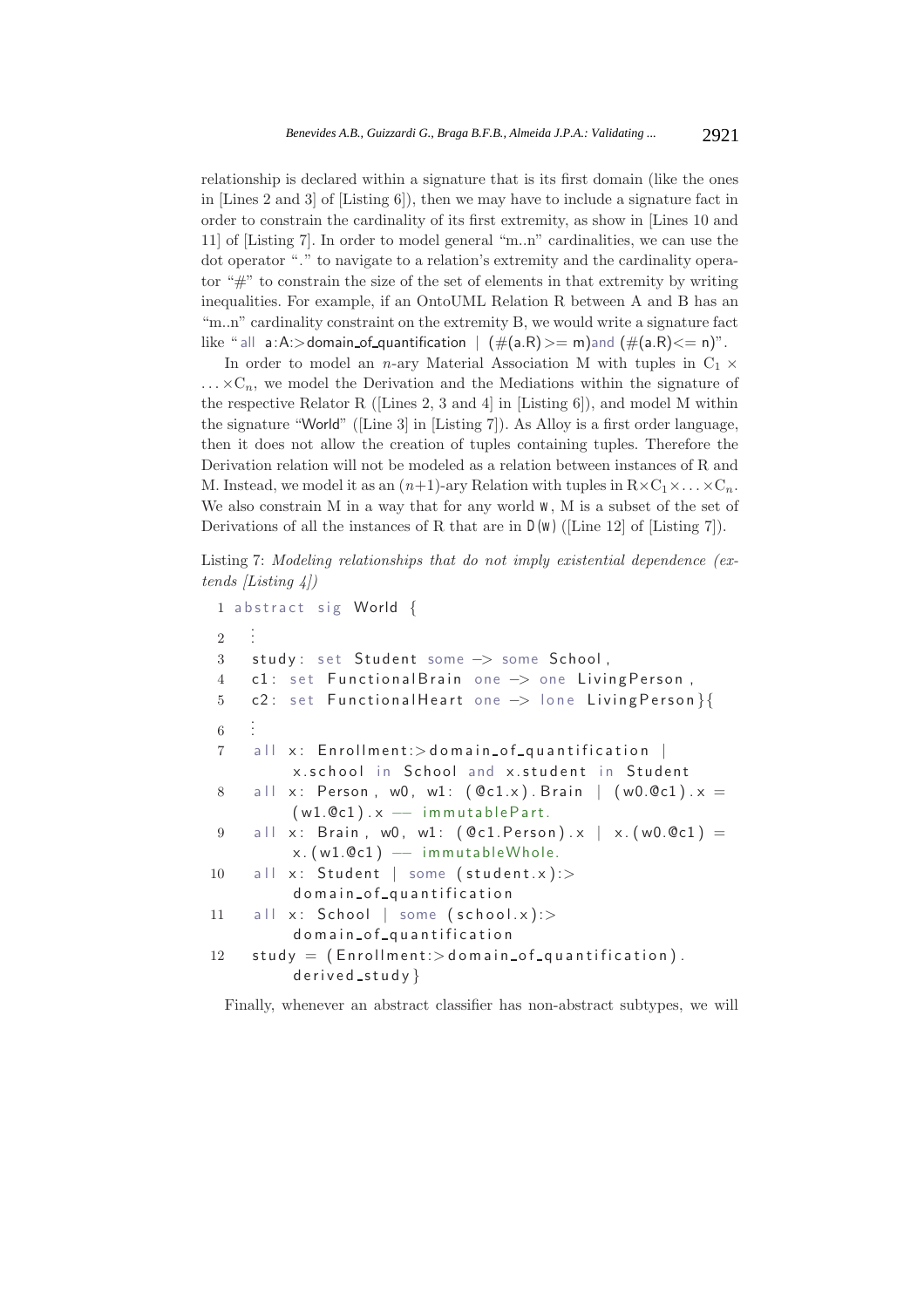relationship is declared within a signature that is its first domain (like the ones in [Lines 2 and 3] of [Listing 6]), then we may have to include a signature fact in order to constrain the cardinality of its first extremity, as show in [Lines 10 and 11] of [Listing 7]. In order to model general "m..n" cardinalities, we can use the dot operator "." to navigate to a relation's extremity and the cardinality operator "#" to constrain the size of the set of elements in that extremity by writing inequalities. For example, if an OntoUML Relation R between A and B has an "m..n" cardinality constraint on the extremity B, we would write a signature fact like "all a:A:>domain_of_quantification | (#(a.R)>= m)and (#(a.R)<= n)".

In order to model an $n$-ary Material Association M with tuples in $C_1 \times \ldots \times C_n$, we model the Derivation and the Mediations within the signature of the respective Relator R ([Lines 2, 3 and 4] in [Listing 6]), and model M within the signature "World" ([Line 3] in [Listing 7]). As Alloy is a first order language, then it does not allow the creation of tuples containing tuples. Therefore the Derivation relation will not be modeled as a relation between instances of R and M. Instead, we model it as an $(n+1)$-ary Relation with tuples in $R \times C_1 \times \ldots \times C_n$. We also constrain M in a way that for any world W, M is a subset of the set of Derivations of all the instances of R that are in D(W) ([Line 12] of [Listing 7]).

Listing 7: *Modeling relationships that do not imply existential dependence (extends [Listing 4])*

```
1  abstract sig World {
2    ⋮
3    study: set Student some -> some School,
4    c1: set FunctionalBrain one -> one LivingPerson,
5    c2: set FunctionalHeart one -> lone LivingPerson}{
6    ⋮
7    all x: Enrollment:>domain_of_quantification |
          x.school in School and x.student in Student
8    all x: Person, w0, w1: (@c1.x).Brain | (w0.@c1).x =
          (w1.@c1).x -- immutablePart.
9    all x: Brain, w0, w1: (@c1.Person).x | x.(w0.@c1) =
          x.(w1.@c1) -- immutableWhole.
10   all x: Student | some (student.x):>
          domain_of_quantification
11   all x: School | some (school.x):>
          domain_of_quantification
12   study = (Enrollment:>domain_of_quantification).
          derived_study}
```

Finally, whenever an abstract classifier has non-abstract subtypes, we will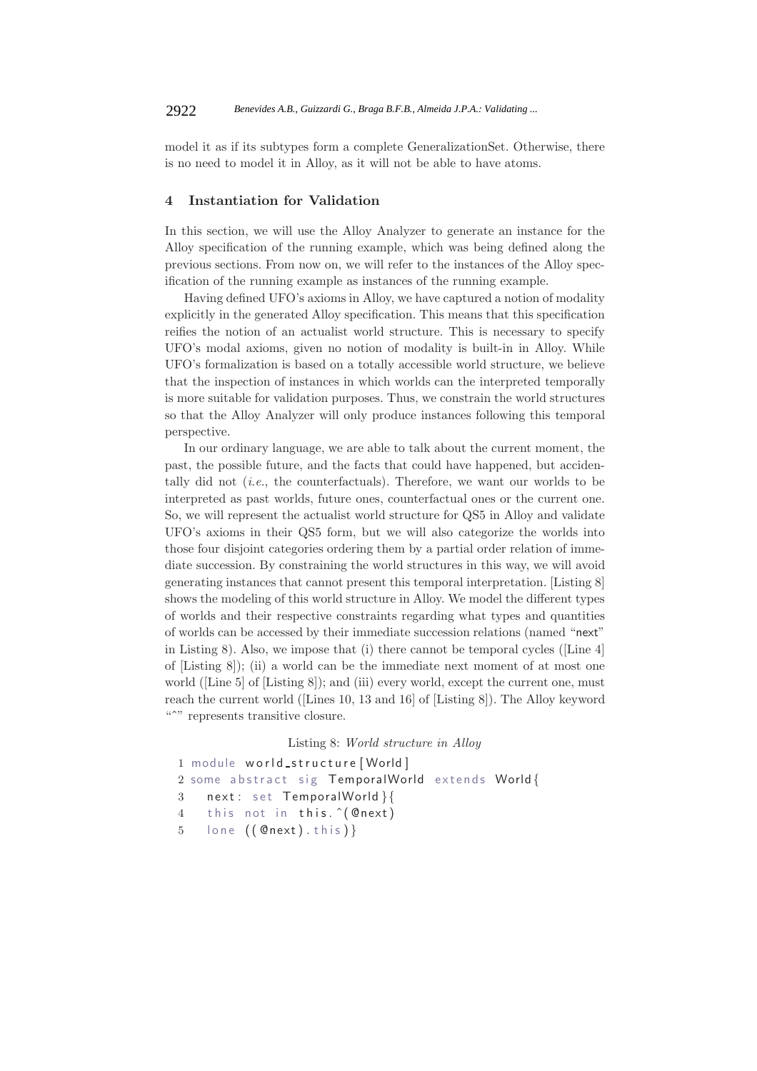model it as if its subtypes form a complete GeneralizationSet. Otherwise, there is no need to model it in Alloy, as it will not be able to have atoms.

## 4 Instantiation for Validation

In this section, we will use the Alloy Analyzer to generate an instance for the Alloy specification of the running example, which was being defined along the previous sections. From now on, we will refer to the instances of the Alloy specification of the running example as instances of the running example.

Having defined UFO's axioms in Alloy, we have captured a notion of modality explicitly in the generated Alloy specification. This means that this specification reifies the notion of an actualist world structure. This is necessary to specify UFO's modal axioms, given no notion of modality is built-in in Alloy. While UFO's formalization is based on a totally accessible world structure, we believe that the inspection of instances in which worlds can the interpreted temporally is more suitable for validation purposes. Thus, we constrain the world structures so that the Alloy Analyzer will only produce instances following this temporal perspective.

In our ordinary language, we are able to talk about the current moment, the past, the possible future, and the facts that could have happened, but accidentally did not (*i.e.*, the counterfactuals). Therefore, we want our worlds to be interpreted as past worlds, future ones, counterfactual ones or the current one. So, we will represent the actualist world structure for QS5 in Alloy and validate UFO's axioms in their QS5 form, but we will also categorize the worlds into those four disjoint categories ordering them by a partial order relation of immediate succession. By constraining the world structures in this way, we will avoid generating instances that cannot present this temporal interpretation. [Listing 8] shows the modeling of this world structure in Alloy. We model the different types of worlds and their respective constraints regarding what types and quantities of worlds can be accessed by their immediate succession relations (named "next" in Listing 8). Also, we impose that (i) there cannot be temporal cycles ([Line 4] of [Listing 8]); (ii) a world can be the immediate next moment of at most one world ([Line 5] of [Listing 8]); and (iii) every world, except the current one, must reach the current world ([Lines 10, 13 and 16] of [Listing 8]). The Alloy keyword "^" represents transitive closure.

Listing 8: *World structure in Alloy*

```
1 module world_structure[World]
2 some abstract sig TemporalWorld extends World{
3   next: set TemporalWorld}{
4   this not in this.^(@next)
5   lone ((@next).this)}
```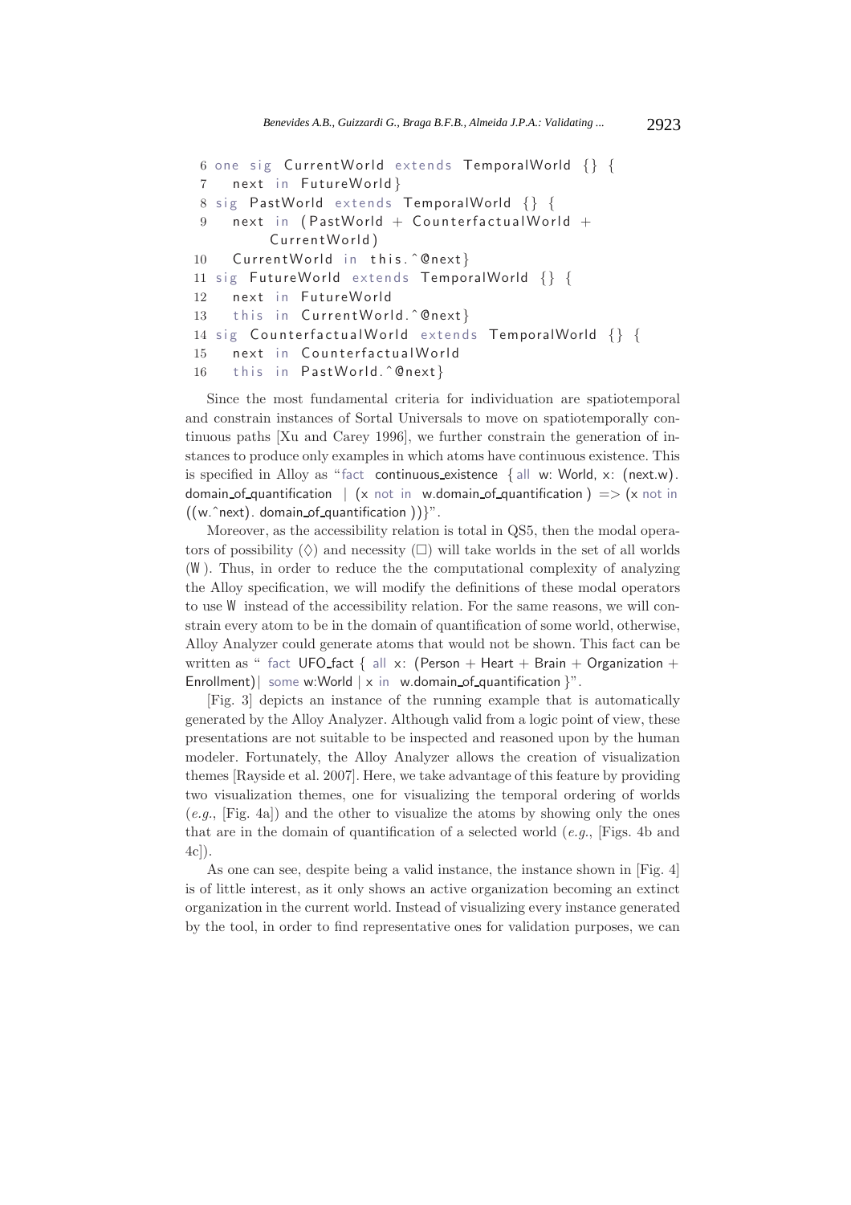```
6 one sig CurrentWorld extends TemporalWorld {} {
7   next in FutureWorld}
8 sig PastWorld extends TemporalWorld {} {
9   next in (PastWorld + CounterfactualWorld +
        CurrentWorld)
10  CurrentWorld in this.^@next}
11 sig FutureWorld extends TemporalWorld {} {
12  next in FutureWorld
13  this in CurrentWorld.^@next}
14 sig CounterfactualWorld extends TemporalWorld {} {
15  next in CounterfactualWorld
16  this in PastWorld.^@next}
```

Since the most fundamental criteria for individuation are spatiotemporal and constrain instances of Sortal Universals to move on spatiotemporally continuous paths [Xu and Carey 1996], we further constrain the generation of instances to produce only examples in which atoms have continuous existence. This is specified in Alloy as "`fact continuous_existence {all w: World, x: (next.w).domain_of_quantification | (x not in w.domain_of_quantification) => (x not in ((w.^next).domain_of_quantification))}`".

Moreover, as the accessibility relation is total in QS5, then the modal operators of possibility ($\Diamond$) and necessity ($\Box$) will take worlds in the set of all worlds (W). Thus, in order to reduce the the computational complexity of analyzing the Alloy specification, we will modify the definitions of these modal operators to use W instead of the accessibility relation. For the same reasons, we will constrain every atom to be in the domain of quantification of some world, otherwise, Alloy Analyzer could generate atoms that would not be shown. This fact can be written as "`fact UFO_fact { all x: (Person + Heart + Brain + Organization + Enrollment)| some w:World | x in w.domain_of_quantification }`".

[Fig. 3] depicts an instance of the running example that is automatically generated by the Alloy Analyzer. Although valid from a logic point of view, these presentations are not suitable to be inspected and reasoned upon by the human modeler. Fortunately, the Alloy Analyzer allows the creation of visualization themes [Rayside et al. 2007]. Here, we take advantage of this feature by providing two visualization themes, one for visualizing the temporal ordering of worlds (*e.g.*, [Fig. 4a]) and the other to visualize the atoms by showing only the ones that are in the domain of quantification of a selected world (*e.g.*, [Figs. 4b and 4c]).

As one can see, despite being a valid instance, the instance shown in [Fig. 4] is of little interest, as it only shows an active organization becoming an extinct organization in the current world. Instead of visualizing every instance generated by the tool, in order to find representative ones for validation purposes, we can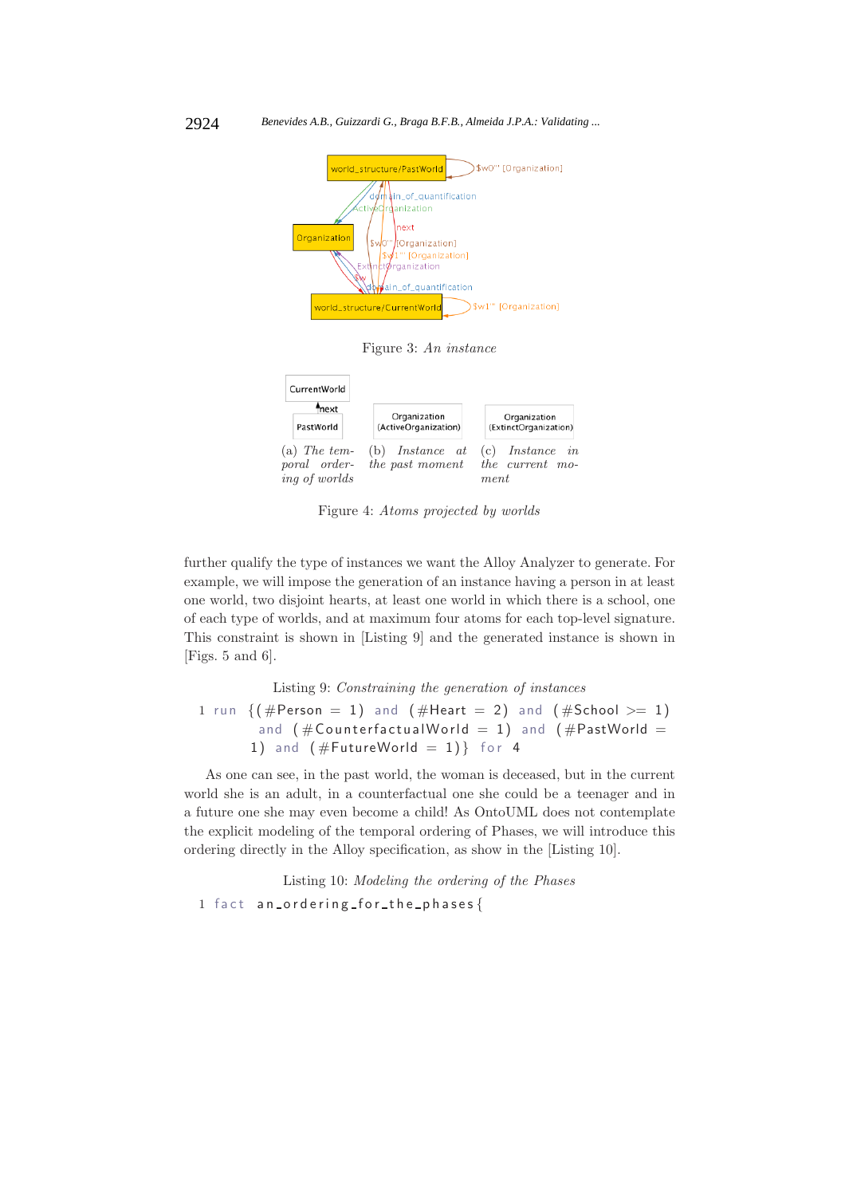Figure 3: *An instance*

Figure 4: *Atoms projected by worlds*

(a) *The temporal ordering of worlds*

(b) *Instance at the past moment*

(c) *Instance in the current moment*

further qualify the type of instances we want the Alloy Analyzer to generate. For example, we will impose the generation of an instance having a person in at least one world, two disjoint hearts, at least one world in which there is a school, one of each type of worlds, and at maximum four atoms for each top-level signature. This constraint is shown in [Listing 9] and the generated instance is shown in [Figs. 5 and 6].

Listing 9: *Constraining the generation of instances*

```
1 run {(#Person = 1) and (#Heart = 2) and (#School >= 1)
      and (#CounterfactualWorld = 1) and (#PastWorld =
      1) and (#FutureWorld = 1)} for 4
```

As one can see, in the past world, the woman is deceased, but in the current world she is an adult, in a counterfactual one she could be a teenager and in a future one she may even become a child! As OntoUML does not contemplate the explicit modeling of the temporal ordering of Phases, we will introduce this ordering directly in the Alloy specification, as show in the [Listing 10].

Listing 10: *Modeling the ordering of the Phases*

```
1 fact an_ordering_for_the_phases{
```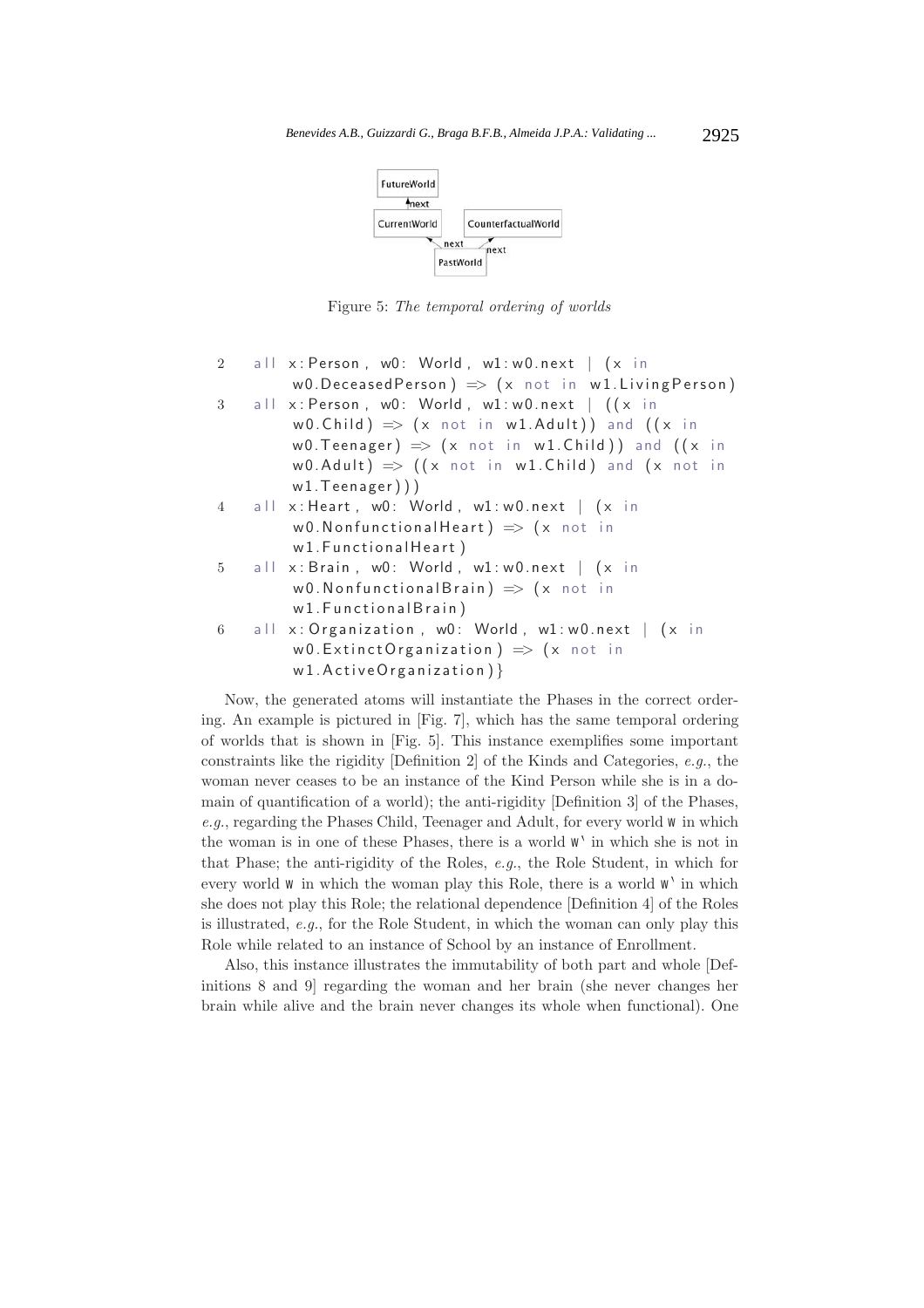Figure 5: *The temporal ordering of worlds*

```
2   all x:Person, w0: World, w1:w0.next | (x in
        w0.DeceasedPerson) => (x not in w1.LivingPerson)
3   all x:Person, w0: World, w1:w0.next | ((x in
        w0.Child) => (x not in w1.Adult)) and ((x in
        w0.Teenager) => (x not in w1.Child)) and ((x in
        w0.Adult) => ((x not in w1.Child) and (x not in
        w1.Teenager)))
4   all x:Heart, w0: World, w1:w0.next | (x in
        w0.NonfunctionalHeart) => (x not in
        w1.FunctionalHeart)
5   all x:Brain, w0: World, w1:w0.next | (x in
        w0.NonfunctionalBrain) => (x not in
        w1.FunctionalBrain)
6   all x:Organization, w0: World, w1:w0.next | (x in
        w0.ExtinctOrganization) => (x not in
        w1.ActiveOrganization)}
```

Now, the generated atoms will instantiate the Phases in the correct ordering. An example is pictured in [Fig. 7], which has the same temporal ordering of worlds that is shown in [Fig. 5]. This instance exemplifies some important constraints like the rigidity [Definition 2] of the Kinds and Categories, *e.g.*, the woman never ceases to be an instance of the Kind Person while she is in a domain of quantification of a world); the anti-rigidity [Definition 3] of the Phases, *e.g.*, regarding the Phases Child, Teenager and Adult, for every world `W` in which the woman is in one of these Phases, there is a world `W'` in which she is not in that Phase; the anti-rigidity of the Roles, *e.g.*, the Role Student, in which for every world `W` in which the woman play this Role, there is a world `W'` in which she does not play this Role; the relational dependence [Definition 4] of the Roles is illustrated, *e.g.*, for the Role Student, in which the woman can only play this Role while related to an instance of School by an instance of Enrollment.

Also, this instance illustrates the immutability of both part and whole [Definitions 8 and 9] regarding the woman and her brain (she never changes her brain while alive and the brain never changes its whole when functional). One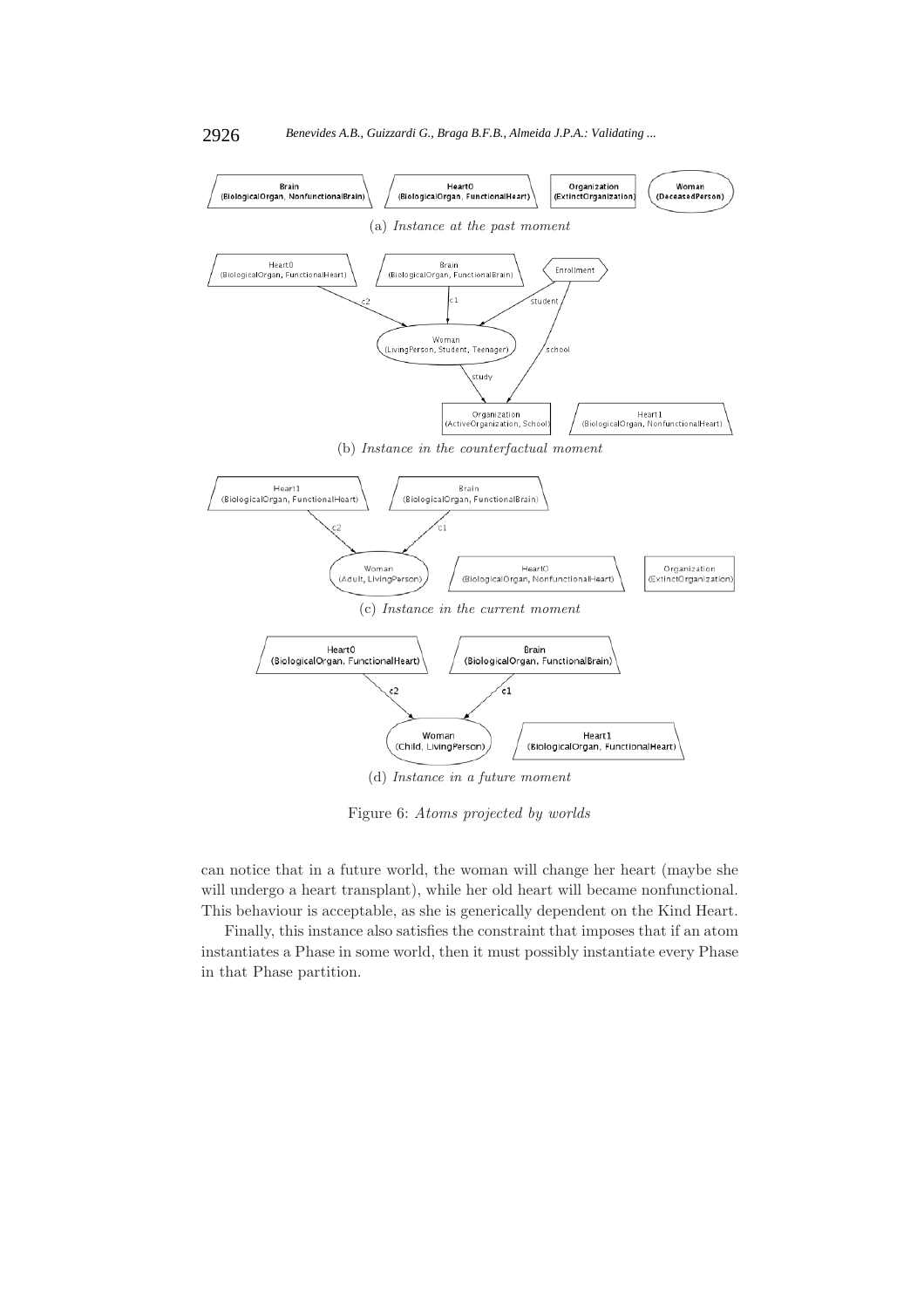(a) *Instance at the past moment*

(b) *Instance in the counterfactual moment*

(c) *Instance in the current moment*

(d) *Instance in a future moment*

Figure 6: *Atoms projected by worlds*

can notice that in a future world, the woman will change her heart (maybe she will undergo a heart transplant), while her old heart will became nonfunctional. This behaviour is acceptable, as she is generically dependent on the Kind Heart.

Finally, this instance also satisfies the constraint that imposes that if an atom instantiates a Phase in some world, then it must possibly instantiate every Phase in that Phase partition.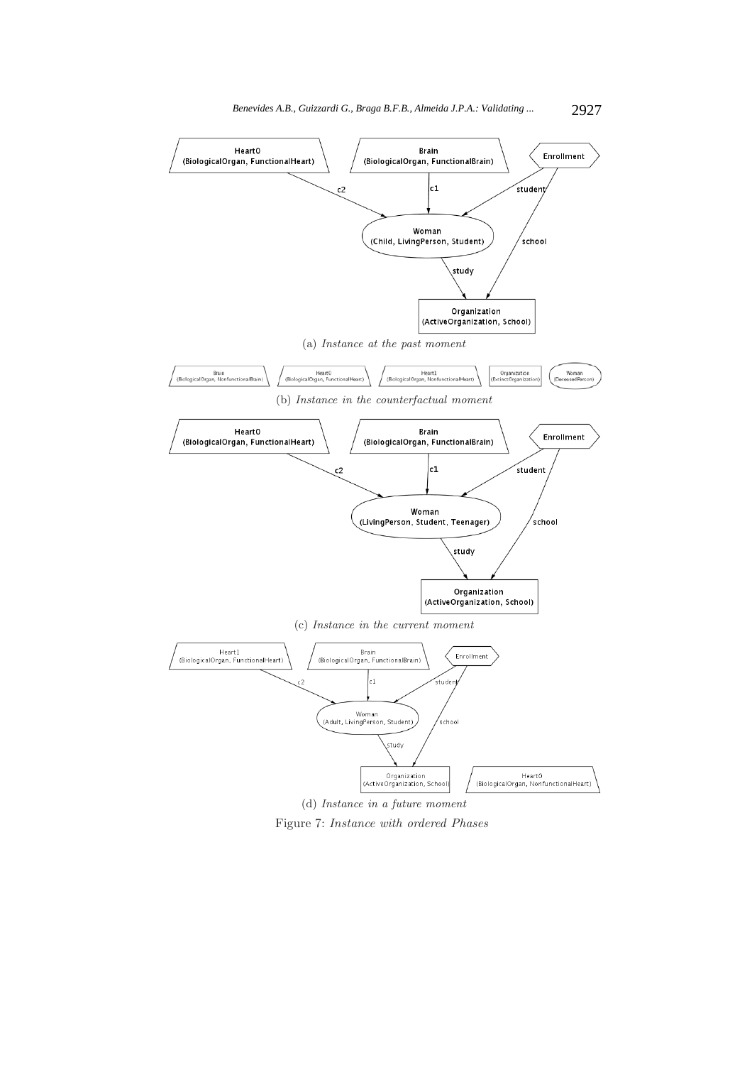(a) *Instance at the past moment*

(b) *Instance in the counterfactual moment*

(c) *Instance in the current moment*

(d) *Instance in a future moment*

Figure 7: *Instance with ordered Phases*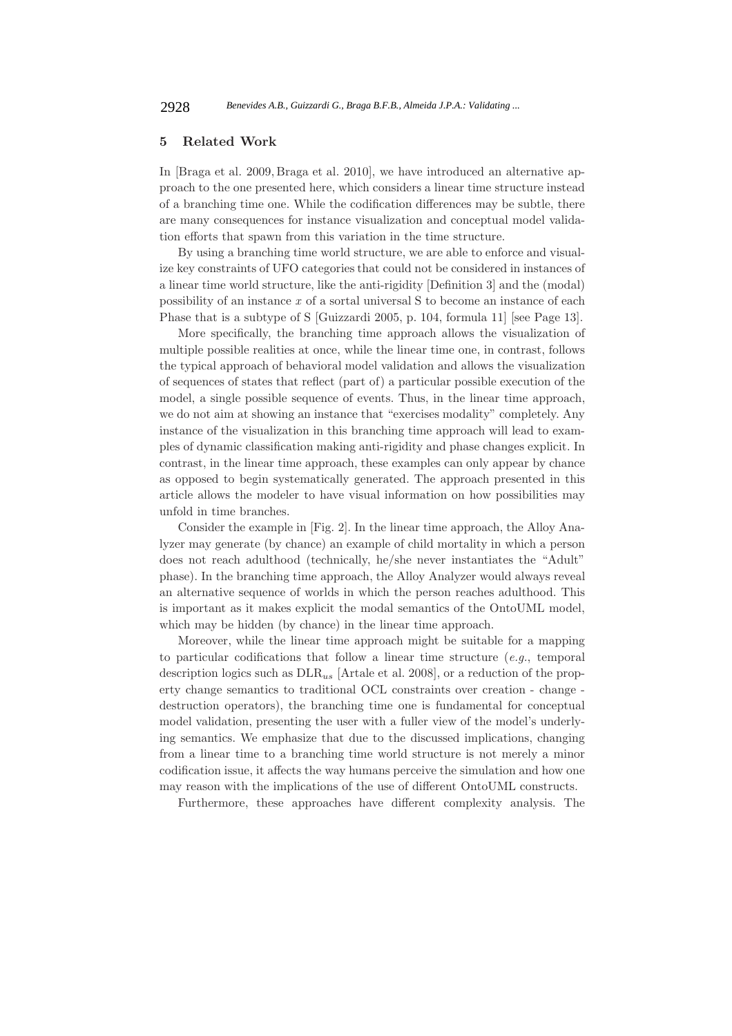## 5 Related Work

In [Braga et al. 2009, Braga et al. 2010], we have introduced an alternative approach to the one presented here, which considers a linear time structure instead of a branching time one. While the codification differences may be subtle, there are many consequences for instance visualization and conceptual model validation efforts that spawn from this variation in the time structure.

By using a branching time world structure, we are able to enforce and visualize key constraints of UFO categories that could not be considered in instances of a linear time world structure, like the anti-rigidity [Definition 3] and the (modal) possibility of an instance $x$ of a sortal universal S to become an instance of each Phase that is a subtype of S [Guizzardi 2005, p. 104, formula 11] [see Page 13].

More specifically, the branching time approach allows the visualization of multiple possible realities at once, while the linear time one, in contrast, follows the typical approach of behavioral model validation and allows the visualization of sequences of states that reflect (part of) a particular possible execution of the model, a single possible sequence of events. Thus, in the linear time approach, we do not aim at showing an instance that "exercises modality" completely. Any instance of the visualization in this branching time approach will lead to examples of dynamic classification making anti-rigidity and phase changes explicit. In contrast, in the linear time approach, these examples can only appear by chance as opposed to begin systematically generated. The approach presented in this article allows the modeler to have visual information on how possibilities may unfold in time branches.

Consider the example in [Fig. 2]. In the linear time approach, the Alloy Analyzer may generate (by chance) an example of child mortality in which a person does not reach adulthood (technically, he/she never instantiates the "Adult" phase). In the branching time approach, the Alloy Analyzer would always reveal an alternative sequence of worlds in which the person reaches adulthood. This is important as it makes explicit the modal semantics of the OntoUML model, which may be hidden (by chance) in the linear time approach.

Moreover, while the linear time approach might be suitable for a mapping to particular codifications that follow a linear time structure (*e.g.*, temporal description logics such as $\text{DLR}_{us}$ [Artale et al. 2008], or a reduction of the property change semantics to traditional OCL constraints over creation - change - destruction operators), the branching time one is fundamental for conceptual model validation, presenting the user with a fuller view of the model's underlying semantics. We emphasize that due to the discussed implications, changing from a linear time to a branching time world structure is not merely a minor codification issue, it affects the way humans perceive the simulation and how one may reason with the implications of the use of different OntoUML constructs.

Furthermore, these approaches have different complexity analysis. The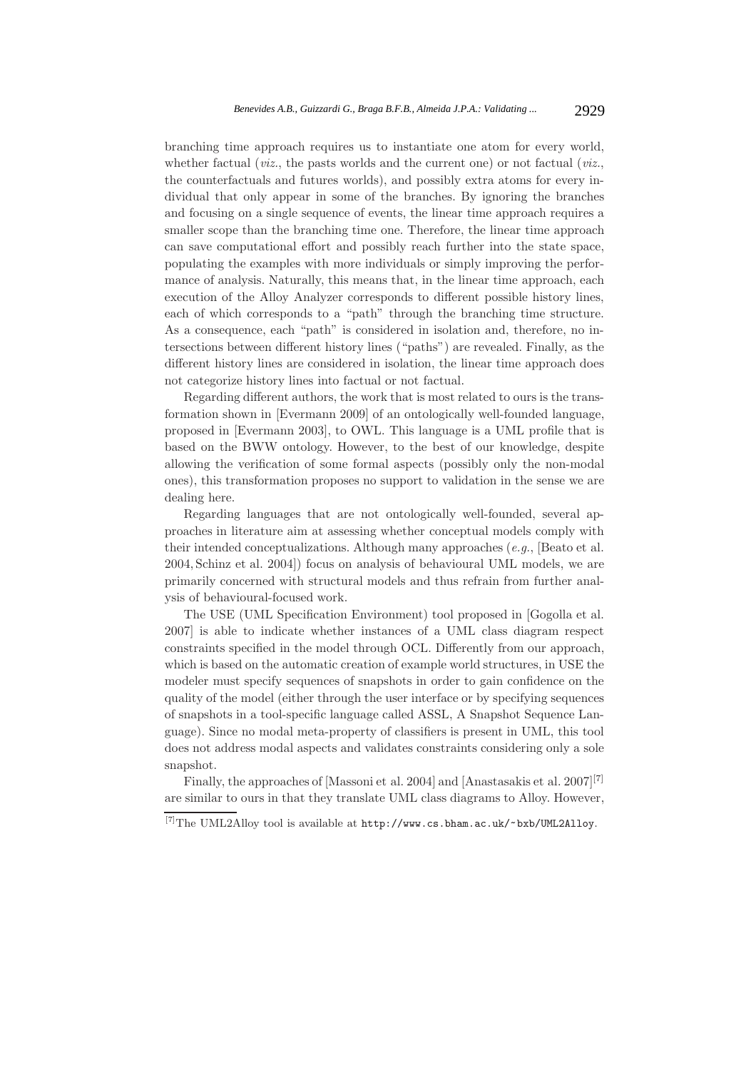branching time approach requires us to instantiate one atom for every world, whether factual (*viz.*, the pasts worlds and the current one) or not factual (*viz.*, the counterfactuals and futures worlds), and possibly extra atoms for every individual that only appear in some of the branches. By ignoring the branches and focusing on a single sequence of events, the linear time approach requires a smaller scope than the branching time one. Therefore, the linear time approach can save computational effort and possibly reach further into the state space, populating the examples with more individuals or simply improving the performance of analysis. Naturally, this means that, in the linear time approach, each execution of the Alloy Analyzer corresponds to different possible history lines, each of which corresponds to a "path" through the branching time structure. As a consequence, each "path" is considered in isolation and, therefore, no intersections between different history lines ("paths") are revealed. Finally, as the different history lines are considered in isolation, the linear time approach does not categorize history lines into factual or not factual.

Regarding different authors, the work that is most related to ours is the transformation shown in [Evermann 2009] of an ontologically well-founded language, proposed in [Evermann 2003], to OWL. This language is a UML profile that is based on the BWW ontology. However, to the best of our knowledge, despite allowing the verification of some formal aspects (possibly only the non-modal ones), this transformation proposes no support to validation in the sense we are dealing here.

Regarding languages that are not ontologically well-founded, several approaches in literature aim at assessing whether conceptual models comply with their intended conceptualizations. Although many approaches (*e.g.*, [Beato et al. 2004, Schinz et al. 2004]) focus on analysis of behavioural UML models, we are primarily concerned with structural models and thus refrain from further analysis of behavioural-focused work.

The USE (UML Specification Environment) tool proposed in [Gogolla et al. 2007] is able to indicate whether instances of a UML class diagram respect constraints specified in the model through OCL. Differently from our approach, which is based on the automatic creation of example world structures, in USE the modeler must specify sequences of snapshots in order to gain confidence on the quality of the model (either through the user interface or by specifying sequences of snapshots in a tool-specific language called ASSL, A Snapshot Sequence Language). Since no modal meta-property of classifiers is present in UML, this tool does not address modal aspects and validates constraints considering only a sole snapshot.

Finally, the approaches of [Massoni et al. 2004] and [Anastasakis et al. 2007][7] are similar to ours in that they translate UML class diagrams to Alloy. However,

[7] The UML2Alloy tool is available at `http://www.cs.bham.ac.uk/~bxb/UML2Alloy`.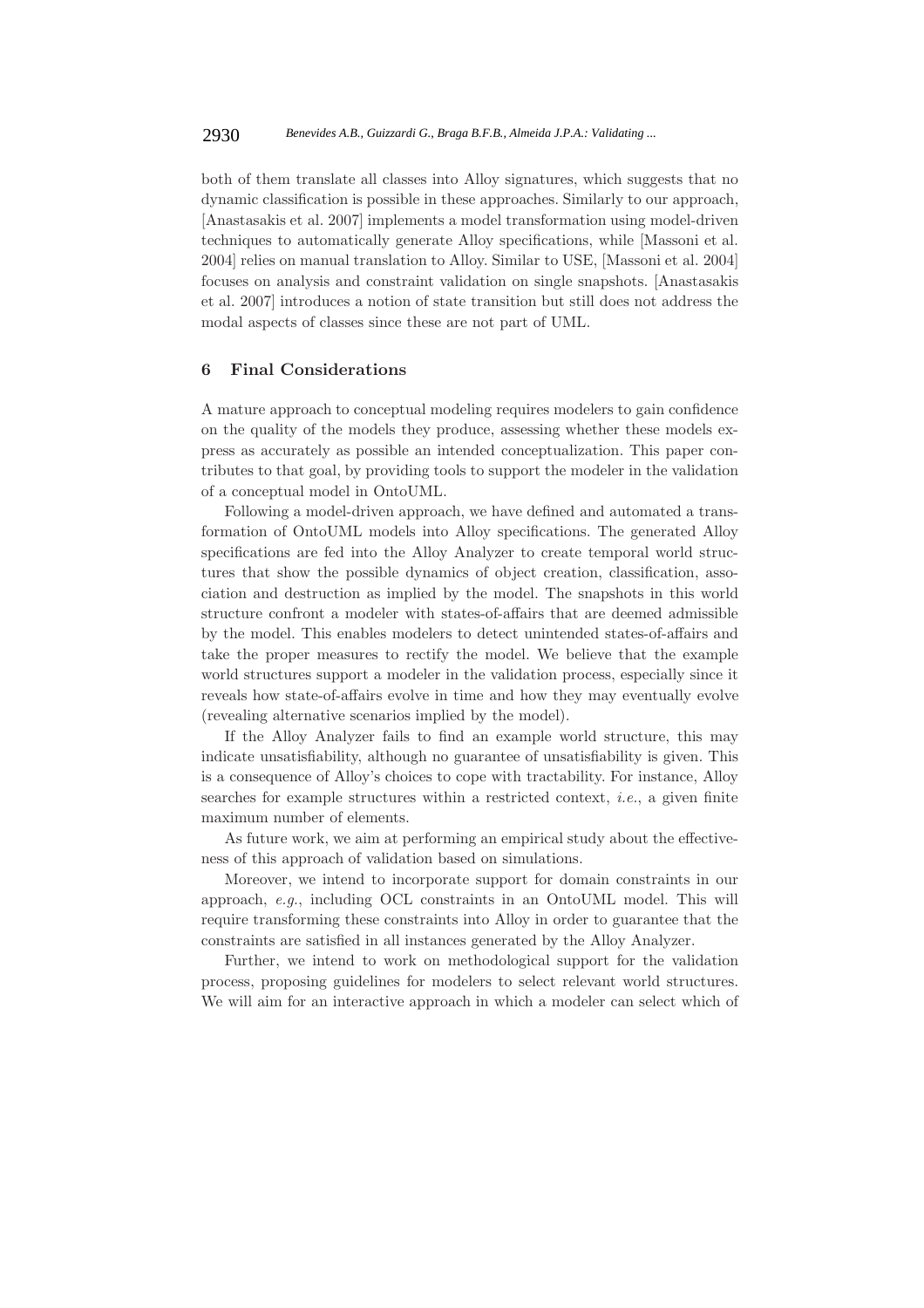both of them translate all classes into Alloy signatures, which suggests that no dynamic classification is possible in these approaches. Similarly to our approach, [Anastasakis et al. 2007] implements a model transformation using model-driven techniques to automatically generate Alloy specifications, while [Massoni et al. 2004] relies on manual translation to Alloy. Similar to USE, [Massoni et al. 2004] focuses on analysis and constraint validation on single snapshots. [Anastasakis et al. 2007] introduces a notion of state transition but still does not address the modal aspects of classes since these are not part of UML.

## 6 Final Considerations

A mature approach to conceptual modeling requires modelers to gain confidence on the quality of the models they produce, assessing whether these models express as accurately as possible an intended conceptualization. This paper contributes to that goal, by providing tools to support the modeler in the validation of a conceptual model in OntoUML.

Following a model-driven approach, we have defined and automated a transformation of OntoUML models into Alloy specifications. The generated Alloy specifications are fed into the Alloy Analyzer to create temporal world structures that show the possible dynamics of object creation, classification, association and destruction as implied by the model. The snapshots in this world structure confront a modeler with states-of-affairs that are deemed admissible by the model. This enables modelers to detect unintended states-of-affairs and take the proper measures to rectify the model. We believe that the example world structures support a modeler in the validation process, especially since it reveals how state-of-affairs evolve in time and how they may eventually evolve (revealing alternative scenarios implied by the model).

If the Alloy Analyzer fails to find an example world structure, this may indicate unsatisfiability, although no guarantee of unsatisfiability is given. This is a consequence of Alloy's choices to cope with tractability. For instance, Alloy searches for example structures within a restricted context, *i.e.*, a given finite maximum number of elements.

As future work, we aim at performing an empirical study about the effectiveness of this approach of validation based on simulations.

Moreover, we intend to incorporate support for domain constraints in our approach, *e.g.*, including OCL constraints in an OntoUML model. This will require transforming these constraints into Alloy in order to guarantee that the constraints are satisfied in all instances generated by the Alloy Analyzer.

Further, we intend to work on methodological support for the validation process, proposing guidelines for modelers to select relevant world structures. We will aim for an interactive approach in which a modeler can select which of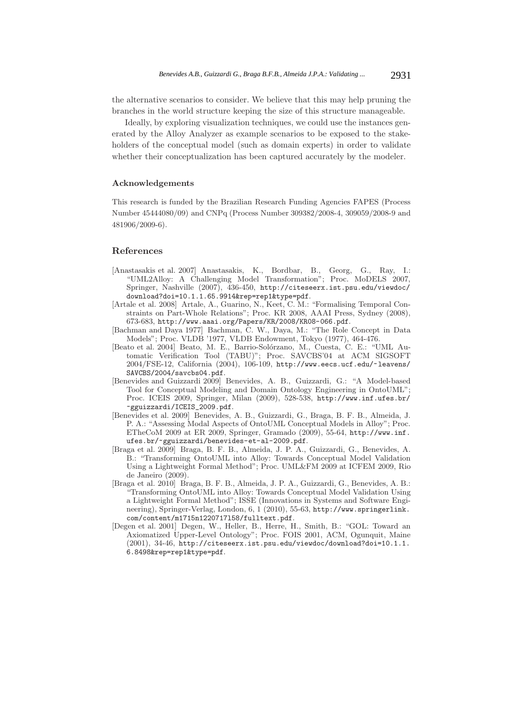the alternative scenarios to consider. We believe that this may help pruning the branches in the world structure keeping the size of this structure manageable.

Ideally, by exploring visualization techniques, we could use the instances generated by the Alloy Analyzer as example scenarios to be exposed to the stakeholders of the conceptual model (such as domain experts) in order to validate whether their conceptualization has been captured accurately by the modeler.

### Acknowledgements

This research is funded by the Brazilian Research Funding Agencies FAPES (Process Number 45444080/09) and CNPq (Process Number 309382/2008-4, 309059/2008-9 and 481906/2009-6).

## References

[Anastasakis et al. 2007] Anastasakis, K., Bordbar, B., Georg, G., Ray, I.: "UML2Alloy: A Challenging Model Transformation"; Proc. MoDELS 2007, Springer, Nashville (2007), 436-450, http://citeseerx.ist.psu.edu/viewdoc/download?doi=10.1.1.65.9914&rep=rep1&type=pdf.

[Artale et al. 2008] Artale, A., Guarino, N., Keet, C. M.: "Formalising Temporal Constraints on Part-Whole Relations"; Proc. KR 2008, AAAI Press, Sydney (2008), 673-683, http://www.aaai.org/Papers/KR/2008/KR08-066.pdf.

[Bachman and Daya 1977] Bachman, C. W., Daya, M.: "The Role Concept in Data Models"; Proc. VLDB '1977, VLDB Endowment, Tokyo (1977), 464-476.

[Beato et al. 2004] Beato, M. E., Barrio-Solórzano, M., Cuesta, C. E.: "UML Automatic Verification Tool (TABU)"; Proc. SAVCBS'04 at ACM SIGSOFT 2004/FSE-12, California (2004), 106-109, http://www.eecs.ucf.edu/~leavens/SAVCBS/2004/savcbs04.pdf.

[Benevides and Guizzardi 2009] Benevides, A. B., Guizzardi, G.: "A Model-based Tool for Conceptual Modeling and Domain Ontology Engineering in OntoUML"; Proc. ICEIS 2009, Springer, Milan (2009), 528-538, http://www.inf.ufes.br/~gguizzardi/ICEIS_2009.pdf.

[Benevides et al. 2009] Benevides, A. B., Guizzardi, G., Braga, B. F. B., Almeida, J. P. A.: "Assessing Modal Aspects of OntoUML Conceptual Models in Alloy"; Proc. ETheCoM 2009 at ER 2009, Springer, Gramado (2009), 55-64, http://www.inf.ufes.br/~gguizzardi/benevides-et-al-2009.pdf.

[Braga et al. 2009] Braga, B. F. B., Almeida, J. P. A., Guizzardi, G., Benevides, A. B.: "Transforming OntoUML into Alloy: Towards Conceptual Model Validation Using a Lightweight Formal Method"; Proc. UML&FM 2009 at ICFEM 2009, Rio de Janeiro (2009).

[Braga et al. 2010] Braga, B. F. B., Almeida, J. P. A., Guizzardi, G., Benevides, A. B.: "Transforming OntoUML into Alloy: Towards Conceptual Model Validation Using a Lightweight Formal Method"; ISSE (Innovations in Systems and Software Engineering), Springer-Verlag, London, 6, 1 (2010), 55-63, http://www.springerlink.com/content/m1715n1220717158/fulltext.pdf.

[Degen et al. 2001] Degen, W., Heller, B., Herre, H., Smith, B.: "GOL: Toward an Axiomatized Upper-Level Ontology"; Proc. FOIS 2001, ACM, Ogunquit, Maine (2001), 34-46, http://citeseerx.ist.psu.edu/viewdoc/download?doi=10.1.1.6.8498&rep=rep1&type=pdf.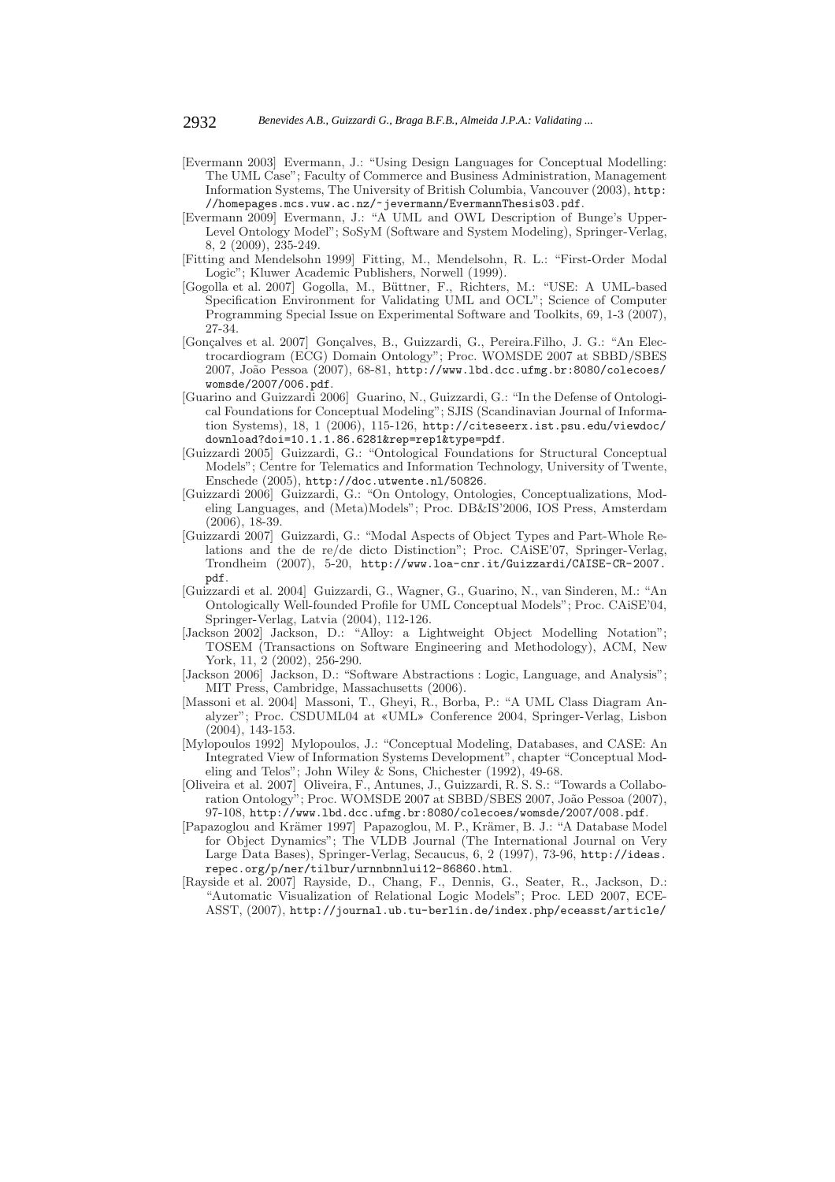[Evermann 2003] Evermann, J.: "Using Design Languages for Conceptual Modelling: The UML Case"; Faculty of Commerce and Business Administration, Management Information Systems, The University of British Columbia, Vancouver (2003), http://homepages.mcs.vuw.ac.nz/~jevermann/EvermannThesis03.pdf.

[Evermann 2009] Evermann, J.: "A UML and OWL Description of Bunge's Upper-Level Ontology Model"; SoSyM (Software and System Modeling), Springer-Verlag, 8, 2 (2009), 235-249.

[Fitting and Mendelsohn 1999] Fitting, M., Mendelsohn, R. L.: "First-Order Modal Logic"; Kluwer Academic Publishers, Norwell (1999).

[Gogolla et al. 2007] Gogolla, M., Büttner, F., Richters, M.: "USE: A UML-based Specification Environment for Validating UML and OCL"; Science of Computer Programming Special Issue on Experimental Software and Toolkits, 69, 1-3 (2007), 27-34.

[Gonçalves et al. 2007] Gonçalves, B., Guizzardi, G., Pereira.Filho, J. G.: "An Electrocardiogram (ECG) Domain Ontology"; Proc. WOMSDE 2007 at SBBD/SBES 2007, João Pessoa (2007), 68-81, http://www.lbd.dcc.ufmg.br:8080/colecoes/womsde/2007/006.pdf.

[Guarino and Guizzardi 2006] Guarino, N., Guizzardi, G.: "In the Defense of Ontological Foundations for Conceptual Modeling"; SJIS (Scandinavian Journal of Information Systems), 18, 1 (2006), 115-126, http://citeseerx.ist.psu.edu/viewdoc/download?doi=10.1.1.86.6281&rep=rep1&type=pdf.

[Guizzardi 2005] Guizzardi, G.: "Ontological Foundations for Structural Conceptual Models"; Centre for Telematics and Information Technology, University of Twente, Enschede (2005), http://doc.utwente.nl/50826.

[Guizzardi 2006] Guizzardi, G.: "On Ontology, Ontologies, Conceptualizations, Modeling Languages, and (Meta)Models"; Proc. DB&IS'2006, IOS Press, Amsterdam (2006), 18-39.

[Guizzardi 2007] Guizzardi, G.: "Modal Aspects of Object Types and Part-Whole Relations and the de re/de dicto Distinction"; Proc. CAiSE'07, Springer-Verlag, Trondheim (2007), 5-20, http://www.loa-cnr.it/Guizzardi/CAISE-CR-2007.pdf.

[Guizzardi et al. 2004] Guizzardi, G., Wagner, G., Guarino, N., van Sinderen, M.: "An Ontologically Well-founded Profile for UML Conceptual Models"; Proc. CAiSE'04, Springer-Verlag, Latvia (2004), 112-126.

[Jackson 2002] Jackson, D.: "Alloy: a Lightweight Object Modelling Notation"; TOSEM (Transactions on Software Engineering and Methodology), ACM, New York, 11, 2 (2002), 256-290.

[Jackson 2006] Jackson, D.: "Software Abstractions : Logic, Language, and Analysis"; MIT Press, Cambridge, Massachusetts (2006).

[Massoni et al. 2004] Massoni, T., Gheyi, R., Borba, P.: "A UML Class Diagram Analyzer"; Proc. CSDUML04 at «UML» Conference 2004, Springer-Verlag, Lisbon (2004), 143-153.

[Mylopoulos 1992] Mylopoulos, J.: "Conceptual Modeling, Databases, and CASE: An Integrated View of Information Systems Development", chapter "Conceptual Modeling and Telos"; John Wiley & Sons, Chichester (1992), 49-68.

[Oliveira et al. 2007] Oliveira, F., Antunes, J., Guizzardi, R. S. S.: "Towards a Collaboration Ontology"; Proc. WOMSDE 2007 at SBBD/SBES 2007, João Pessoa (2007), 97-108, http://www.lbd.dcc.ufmg.br:8080/colecoes/womsde/2007/008.pdf.

[Papazoglou and Krämer 1997] Papazoglou, M. P., Krämer, B. J.: "A Database Model for Object Dynamics"; The VLDB Journal (The International Journal on Very Large Data Bases), Springer-Verlag, Secaucus, 6, 2 (1997), 73-96, http://ideas.repec.org/p/ner/tilbur/urnnbnnlui12-86860.html.

[Rayside et al. 2007] Rayside, D., Chang, F., Dennis, G., Seater, R., Jackson, D.: "Automatic Visualization of Relational Logic Models"; Proc. LED 2007, ECE-ASST, (2007), http://journal.ub.tu-berlin.de/index.php/eceasst/article/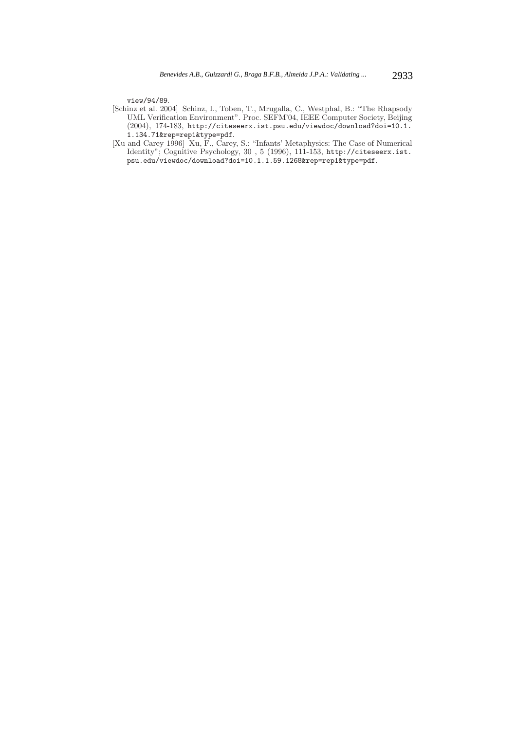view/94/89.

[Schinz et al. 2004] Schinz, I., Toben, T., Mrugalla, C., Westphal, B.: "The Rhapsody UML Verification Environment". Proc. SEFM'04, IEEE Computer Society, Beijing (2004), 174-183, http://citeseerx.ist.psu.edu/viewdoc/download?doi=10.1.1.134.71&rep=rep1&type=pdf.

[Xu and Carey 1996] Xu, F., Carey, S.: "Infants' Metaphysics: The Case of Numerical Identity"; Cognitive Psychology, 30 , 5 (1996), 111-153, http://citeseerx.ist.psu.edu/viewdoc/download?doi=10.1.1.59.1268&rep=rep1&type=pdf.